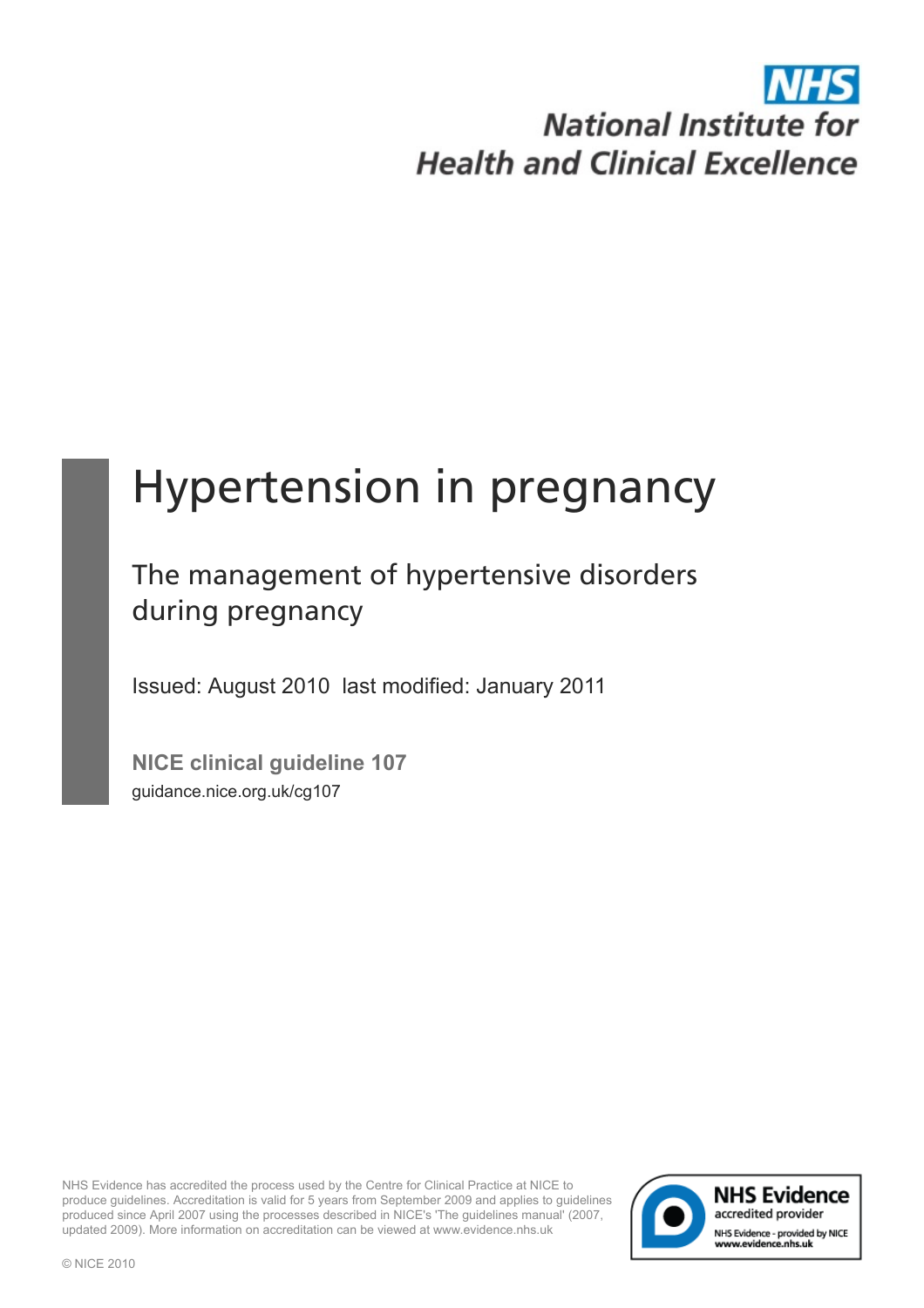NHS

National Institute for Health and Clinical Excellence

# Hypertension in pregnancy

## The management of hypertensive disorders during pregnancy

Issued: August 2010 last modified: January 2011

**NICE clinical guideline 107**

guidance.nice.org.uk/cg107

NHS Evidence has accredited the process used by the Centre for Clinical Practice at NICE to produce guidelines. Accreditation is valid for 5 years from September 2009 and applies to guidelines produced since April 2007 using the processes described in NICE's 'The guidelines manual' (2007, updated 2009). More information on accreditation can be viewed at www.evidence.nhs.uk

NHS Evidence accredited provider

NHS Evidence - provided by NICE www.evidence.nhs.uk

© NICE 2010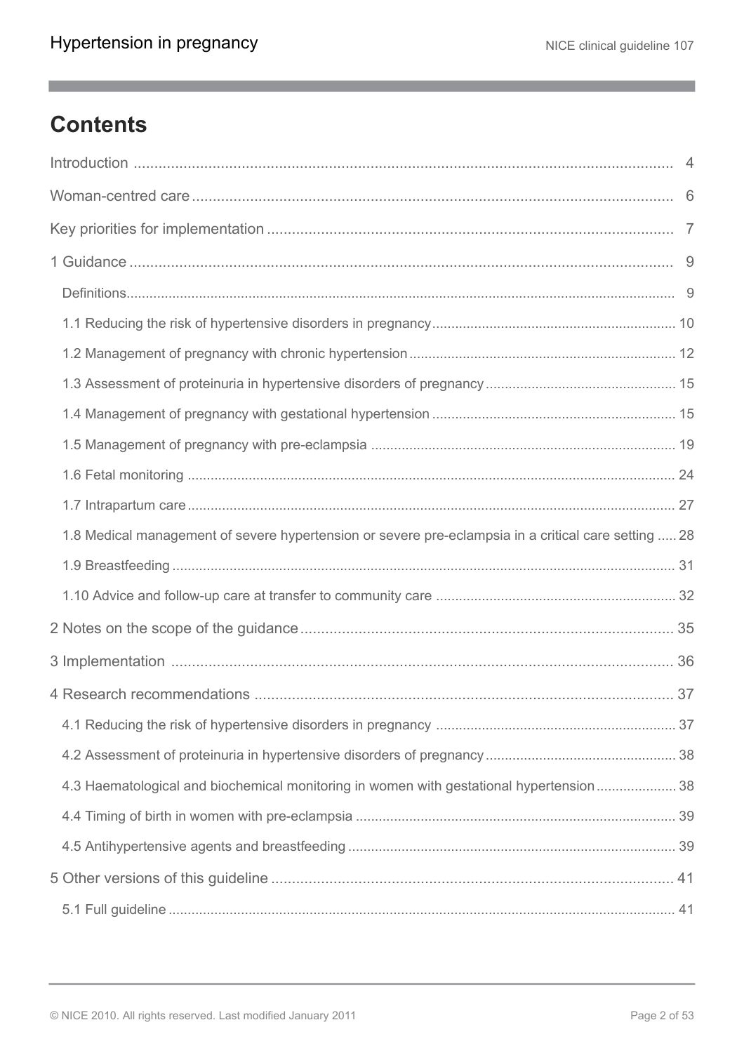# Contents

Introduction ... 4

Woman-centred care ... 6

Key priorities for implementation ... 7

1 Guidance ... 9

- Definitions ... 9
- 1.1 Reducing the risk of hypertensive disorders in pregnancy ... 10
- 1.2 Management of pregnancy with chronic hypertension ... 12
- 1.3 Assessment of proteinuria in hypertensive disorders of pregnancy ... 15
- 1.4 Management of pregnancy with gestational hypertension ... 15
- 1.5 Management of pregnancy with pre-eclampsia ... 19
- 1.6 Fetal monitoring ... 24
- 1.7 Intrapartum care ... 27
- 1.8 Medical management of severe hypertension or severe pre-eclampsia in a critical care setting ... 28
- 1.9 Breastfeeding ... 31
- 1.10 Advice and follow-up care at transfer to community care ... 32

2 Notes on the scope of the guidance ... 35

3 Implementation ... 36

4 Research recommendations ... 37

- 4.1 Reducing the risk of hypertensive disorders in pregnancy ... 37
- 4.2 Assessment of proteinuria in hypertensive disorders of pregnancy ... 38
- 4.3 Haematological and biochemical monitoring in women with gestational hypertension ... 38
- 4.4 Timing of birth in women with pre-eclampsia ... 39
- 4.5 Antihypertensive agents and breastfeeding ... 39

5 Other versions of this guideline ... 41

- 5.1 Full guideline ... 41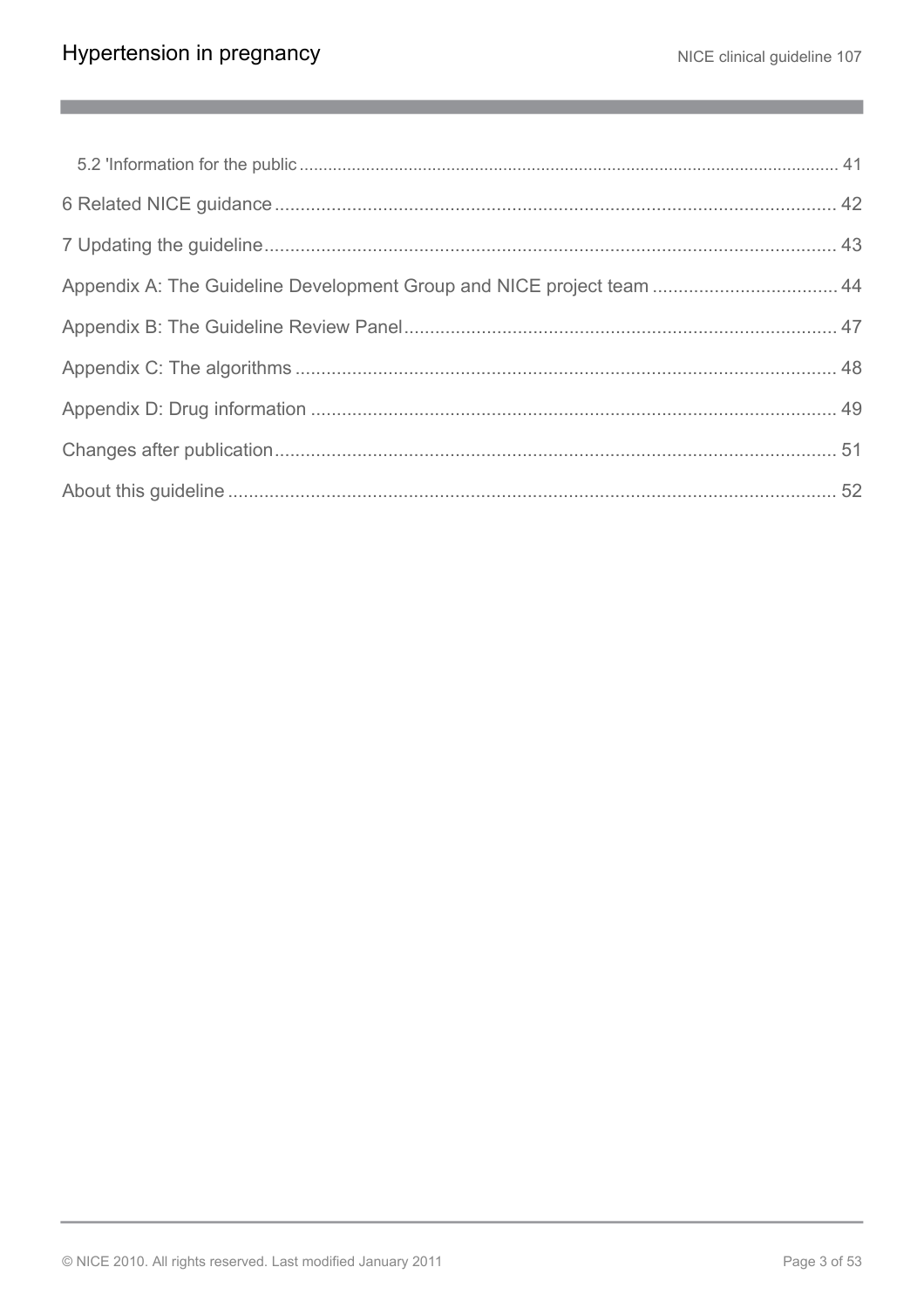5.2 'Information for the public ..... 41

6 Related NICE guidance ..... 42

7 Updating the guideline ..... 43

Appendix A: The Guideline Development Group and NICE project team ..... 44

Appendix B: The Guideline Review Panel ..... 47

Appendix C: The algorithms ..... 48

Appendix D: Drug information ..... 49

Changes after publication ..... 51

About this guideline ..... 52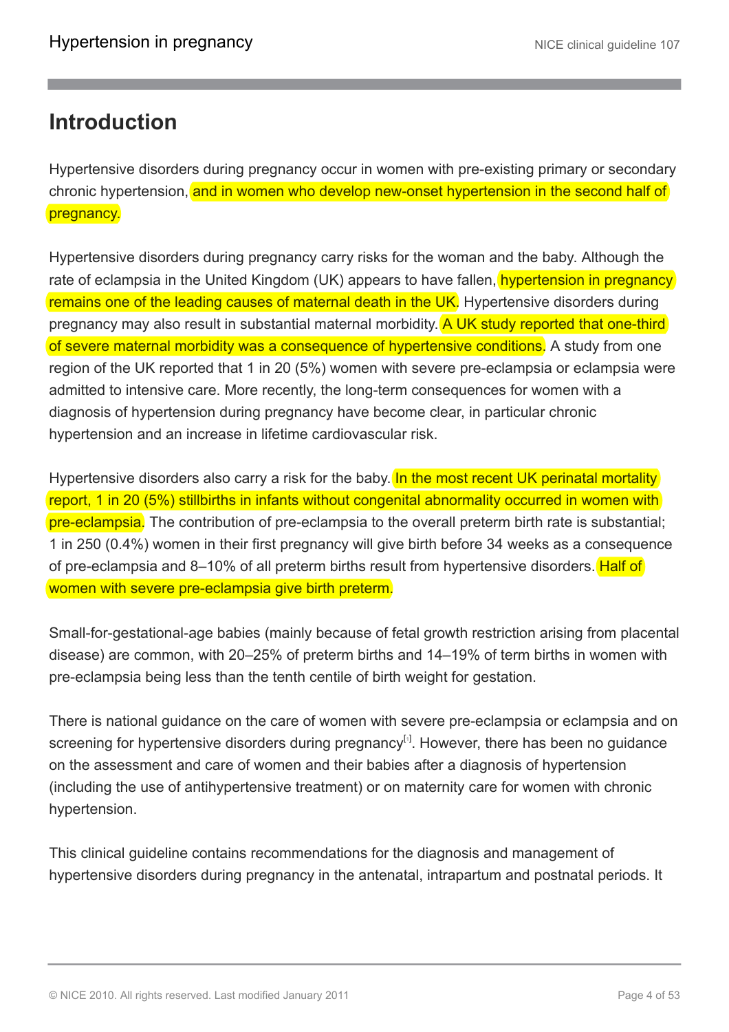# Introduction

Hypertensive disorders during pregnancy occur in women with pre-existing primary or secondary chronic hypertension, and in women who develop new-onset hypertension in the second half of pregnancy.

Hypertensive disorders during pregnancy carry risks for the woman and the baby. Although the rate of eclampsia in the United Kingdom (UK) appears to have fallen, hypertension in pregnancy remains one of the leading causes of maternal death in the UK. Hypertensive disorders during pregnancy may also result in substantial maternal morbidity. A UK study reported that one-third of severe maternal morbidity was a consequence of hypertensive conditions. A study from one region of the UK reported that 1 in 20 (5%) women with severe pre-eclampsia or eclampsia were admitted to intensive care. More recently, the long-term consequences for women with a diagnosis of hypertension during pregnancy have become clear, in particular chronic hypertension and an increase in lifetime cardiovascular risk.

Hypertensive disorders also carry a risk for the baby. In the most recent UK perinatal mortality report, 1 in 20 (5%) stillbirths in infants without congenital abnormality occurred in women with pre-eclampsia. The contribution of pre-eclampsia to the overall preterm birth rate is substantial; 1 in 250 (0.4%) women in their first pregnancy will give birth before 34 weeks as a consequence of pre-eclampsia and 8–10% of all preterm births result from hypertensive disorders. Half of women with severe pre-eclampsia give birth preterm.

Small-for-gestational-age babies (mainly because of fetal growth restriction arising from placental disease) are common, with 20–25% of preterm births and 14–19% of term births in women with pre-eclampsia being less than the tenth centile of birth weight for gestation.

There is national guidance on the care of women with severe pre-eclampsia or eclampsia and on screening for hypertensive disorders during pregnancy[1]. However, there has been no guidance on the assessment and care of women and their babies after a diagnosis of hypertension (including the use of antihypertensive treatment) or on maternity care for women with chronic hypertension.

This clinical guideline contains recommendations for the diagnosis and management of hypertensive disorders during pregnancy in the antenatal, intrapartum and postnatal periods. It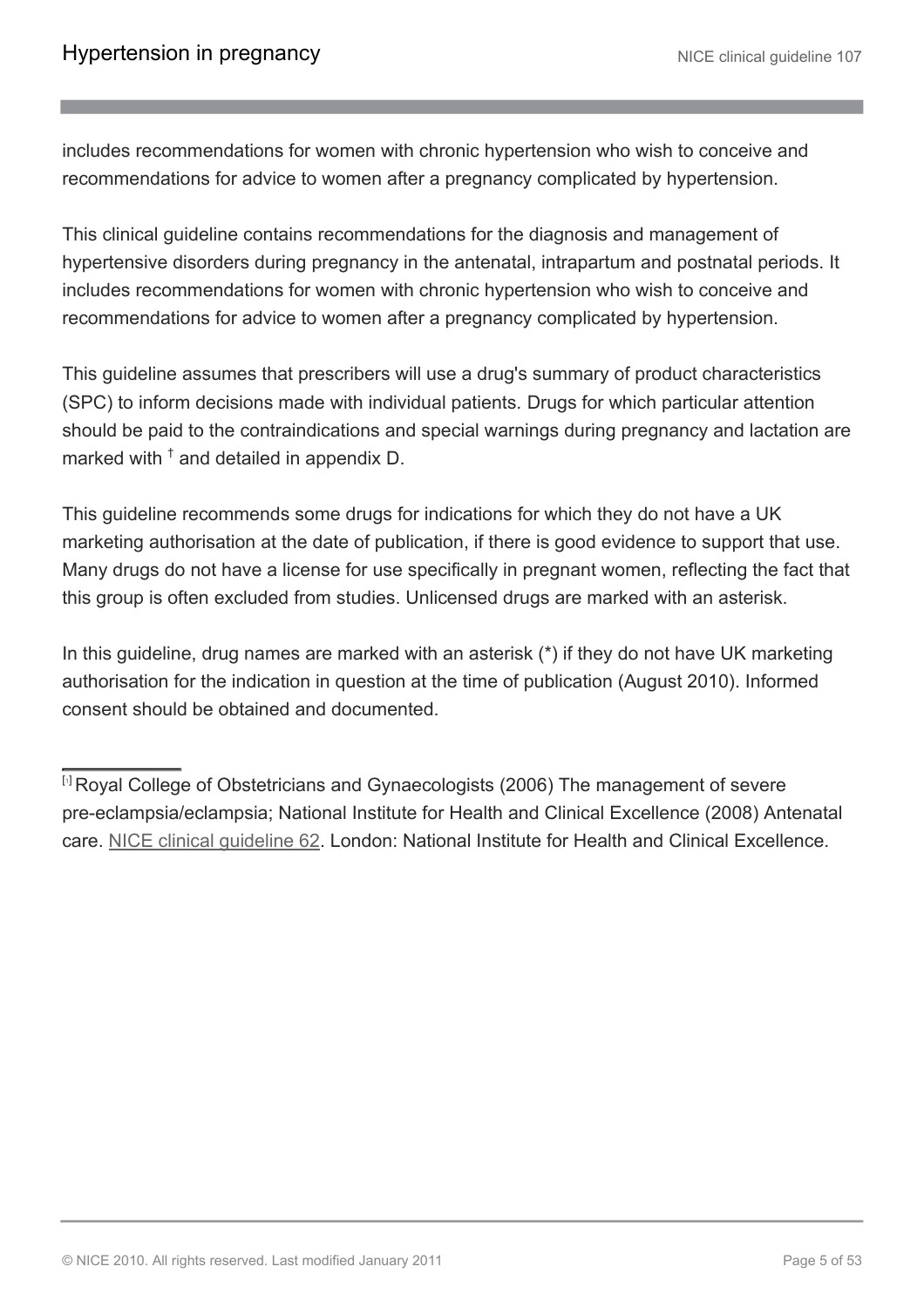includes recommendations for women with chronic hypertension who wish to conceive and recommendations for advice to women after a pregnancy complicated by hypertension.

This clinical guideline contains recommendations for the diagnosis and management of hypertensive disorders during pregnancy in the antenatal, intrapartum and postnatal periods. It includes recommendations for women with chronic hypertension who wish to conceive and recommendations for advice to women after a pregnancy complicated by hypertension.

This guideline assumes that prescribers will use a drug's summary of product characteristics (SPC) to inform decisions made with individual patients. Drugs for which particular attention should be paid to the contraindications and special warnings during pregnancy and lactation are marked with † and detailed in appendix D.

This guideline recommends some drugs for indications for which they do not have a UK marketing authorisation at the date of publication, if there is good evidence to support that use. Many drugs do not have a license for use specifically in pregnant women, reflecting the fact that this group is often excluded from studies. Unlicensed drugs are marked with an asterisk.

In this guideline, drug names are marked with an asterisk (*) if they do not have UK marketing authorisation for the indication in question at the time of publication (August 2010). Informed consent should be obtained and documented.

---

[1] Royal College of Obstetricians and Gynaecologists (2006) The management of severe pre-eclampsia/eclampsia; National Institute for Health and Clinical Excellence (2008) Antenatal care. NICE clinical guideline 62. London: National Institute for Health and Clinical Excellence.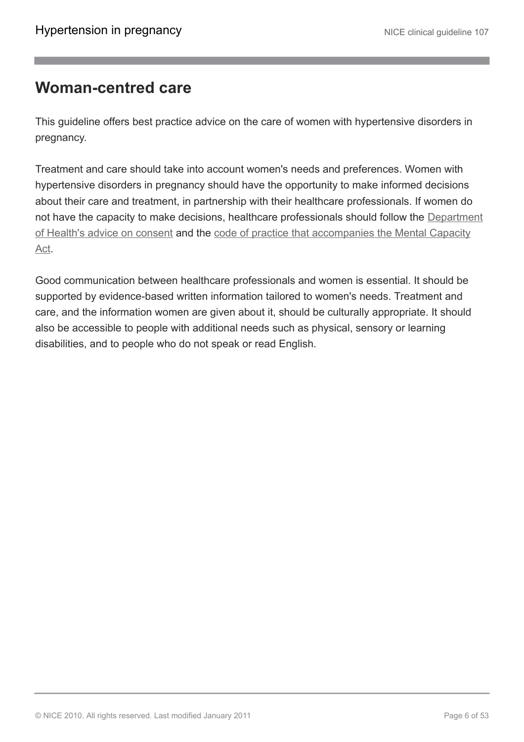## Woman-centred care

This guideline offers best practice advice on the care of women with hypertensive disorders in pregnancy.

Treatment and care should take into account women's needs and preferences. Women with hypertensive disorders in pregnancy should have the opportunity to make informed decisions about their care and treatment, in partnership with their healthcare professionals. If women do not have the capacity to make decisions, healthcare professionals should follow the Department of Health's advice on consent and the code of practice that accompanies the Mental Capacity Act.

Good communication between healthcare professionals and women is essential. It should be supported by evidence-based written information tailored to women's needs. Treatment and care, and the information women are given about it, should be culturally appropriate. It should also be accessible to people with additional needs such as physical, sensory or learning disabilities, and to people who do not speak or read English.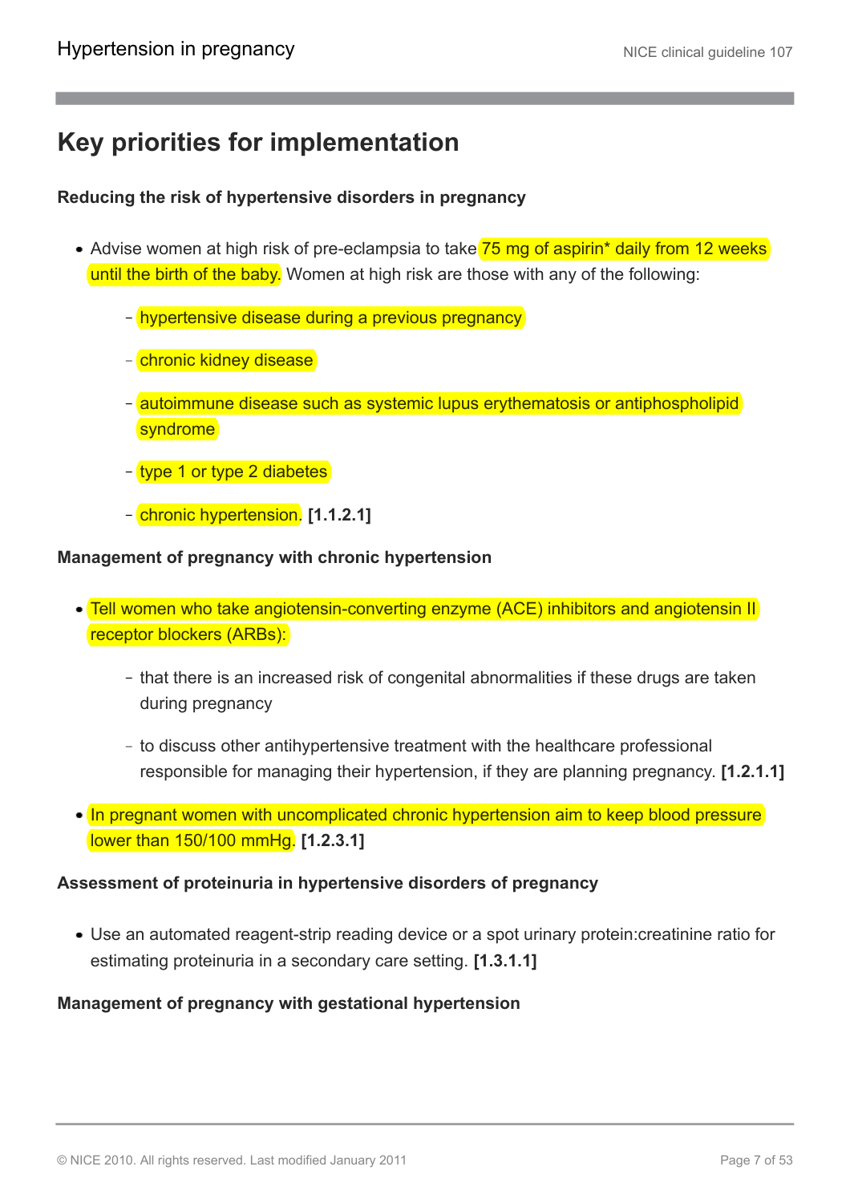## Key priorities for implementation

**Reducing the risk of hypertensive disorders in pregnancy**

- Advise women at high risk of pre-eclampsia to take 75 mg of aspirin* daily from 12 weeks until the birth of the baby. Women at high risk are those with any of the following:
  - hypertensive disease during a previous pregnancy
  - chronic kidney disease
  - autoimmune disease such as systemic lupus erythematosis or antiphospholipid syndrome
  - type 1 or type 2 diabetes
  - chronic hypertension. **[1.1.2.1]**

**Management of pregnancy with chronic hypertension**

- Tell women who take angiotensin-converting enzyme (ACE) inhibitors and angiotensin II receptor blockers (ARBs):
  - that there is an increased risk of congenital abnormalities if these drugs are taken during pregnancy
  - to discuss other antihypertensive treatment with the healthcare professional responsible for managing their hypertension, if they are planning pregnancy. **[1.2.1.1]**
- In pregnant women with uncomplicated chronic hypertension aim to keep blood pressure lower than 150/100 mmHg. **[1.2.3.1]**

**Assessment of proteinuria in hypertensive disorders of pregnancy**

- Use an automated reagent-strip reading device or a spot urinary protein:creatinine ratio for estimating proteinuria in a secondary care setting. **[1.3.1.1]**

**Management of pregnancy with gestational hypertension**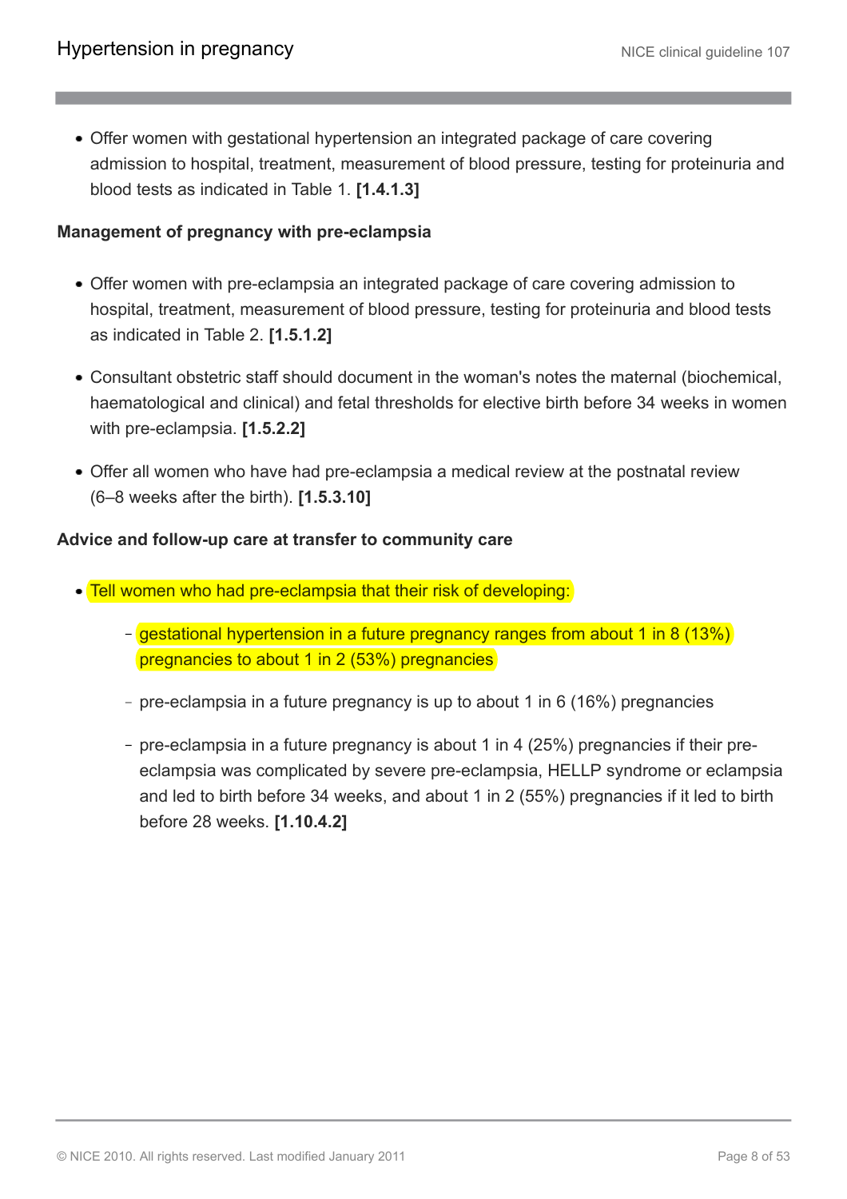- Offer women with gestational hypertension an integrated package of care covering admission to hospital, treatment, measurement of blood pressure, testing for proteinuria and blood tests as indicated in Table 1. **[1.4.1.3]**

**Management of pregnancy with pre-eclampsia**

- Offer women with pre-eclampsia an integrated package of care covering admission to hospital, treatment, measurement of blood pressure, testing for proteinuria and blood tests as indicated in Table 2. **[1.5.1.2]**
- Consultant obstetric staff should document in the woman's notes the maternal (biochemical, haematological and clinical) and fetal thresholds for elective birth before 34 weeks in women with pre-eclampsia. **[1.5.2.2]**
- Offer all women who have had pre-eclampsia a medical review at the postnatal review (6–8 weeks after the birth). **[1.5.3.10]**

**Advice and follow-up care at transfer to community care**

- Tell women who had pre-eclampsia that their risk of developing:
  - gestational hypertension in a future pregnancy ranges from about 1 in 8 (13%) pregnancies to about 1 in 2 (53%) pregnancies
  - pre-eclampsia in a future pregnancy is up to about 1 in 6 (16%) pregnancies
  - pre-eclampsia in a future pregnancy is about 1 in 4 (25%) pregnancies if their pre-eclampsia was complicated by severe pre-eclampsia, HELLP syndrome or eclampsia and led to birth before 34 weeks, and about 1 in 2 (55%) pregnancies if it led to birth before 28 weeks. **[1.10.4.2]**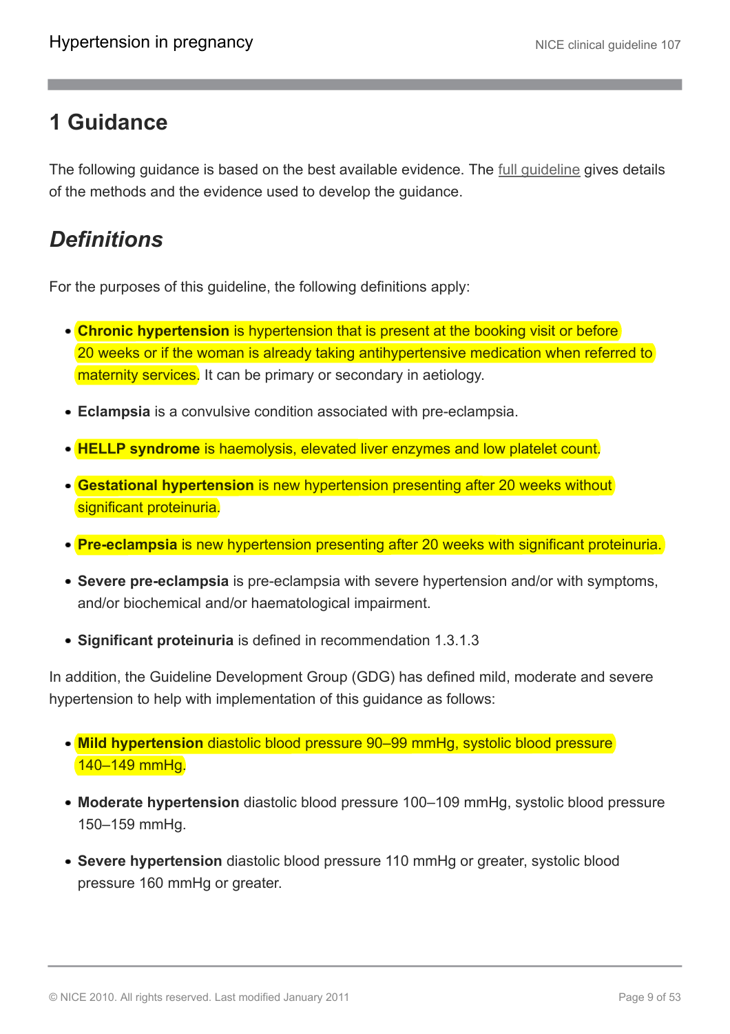# 1 Guidance

The following guidance is based on the best available evidence. The full guideline gives details of the methods and the evidence used to develop the guidance.

## *Definitions*

For the purposes of this guideline, the following definitions apply:

- **Chronic hypertension** is hypertension that is present at the booking visit or before 20 weeks or if the woman is already taking antihypertensive medication when referred to maternity services. It can be primary or secondary in aetiology.
- **Eclampsia** is a convulsive condition associated with pre-eclampsia.
- **HELLP syndrome** is haemolysis, elevated liver enzymes and low platelet count.
- **Gestational hypertension** is new hypertension presenting after 20 weeks without significant proteinuria.
- **Pre-eclampsia** is new hypertension presenting after 20 weeks with significant proteinuria.
- **Severe pre-eclampsia** is pre-eclampsia with severe hypertension and/or with symptoms, and/or biochemical and/or haematological impairment.
- **Significant proteinuria** is defined in recommendation 1.3.1.3

In addition, the Guideline Development Group (GDG) has defined mild, moderate and severe hypertension to help with implementation of this guidance as follows:

- **Mild hypertension** diastolic blood pressure 90–99 mmHg, systolic blood pressure 140–149 mmHg.
- **Moderate hypertension** diastolic blood pressure 100–109 mmHg, systolic blood pressure 150–159 mmHg.
- **Severe hypertension** diastolic blood pressure 110 mmHg or greater, systolic blood pressure 160 mmHg or greater.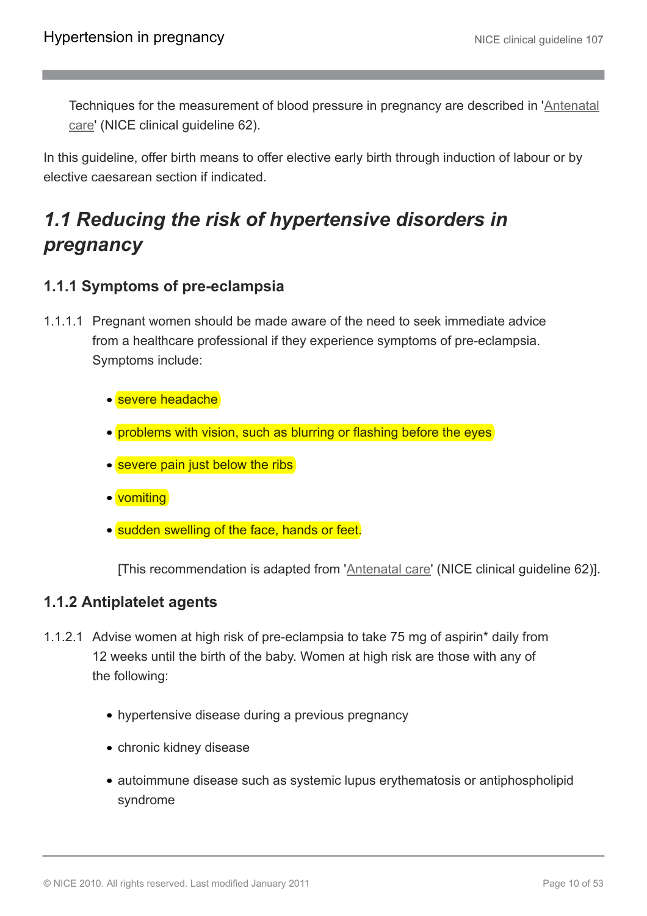Techniques for the measurement of blood pressure in pregnancy are described in 'Antenatal care' (NICE clinical guideline 62).

In this guideline, offer birth means to offer elective early birth through induction of labour or by elective caesarean section if indicated.

## *1.1 Reducing the risk of hypertensive disorders in pregnancy*

### 1.1.1 Symptoms of pre-eclampsia

1.1.1.1 Pregnant women should be made aware of the need to seek immediate advice from a healthcare professional if they experience symptoms of pre-eclampsia. Symptoms include:

- severe headache
- problems with vision, such as blurring or flashing before the eyes
- severe pain just below the ribs
- vomiting
- sudden swelling of the face, hands or feet.

[This recommendation is adapted from 'Antenatal care' (NICE clinical guideline 62)].

### 1.1.2 Antiplatelet agents

1.1.2.1 Advise women at high risk of pre-eclampsia to take 75 mg of aspirin* daily from 12 weeks until the birth of the baby. Women at high risk are those with any of the following:

- hypertensive disease during a previous pregnancy
- chronic kidney disease
- autoimmune disease such as systemic lupus erythematosis or antiphospholipid syndrome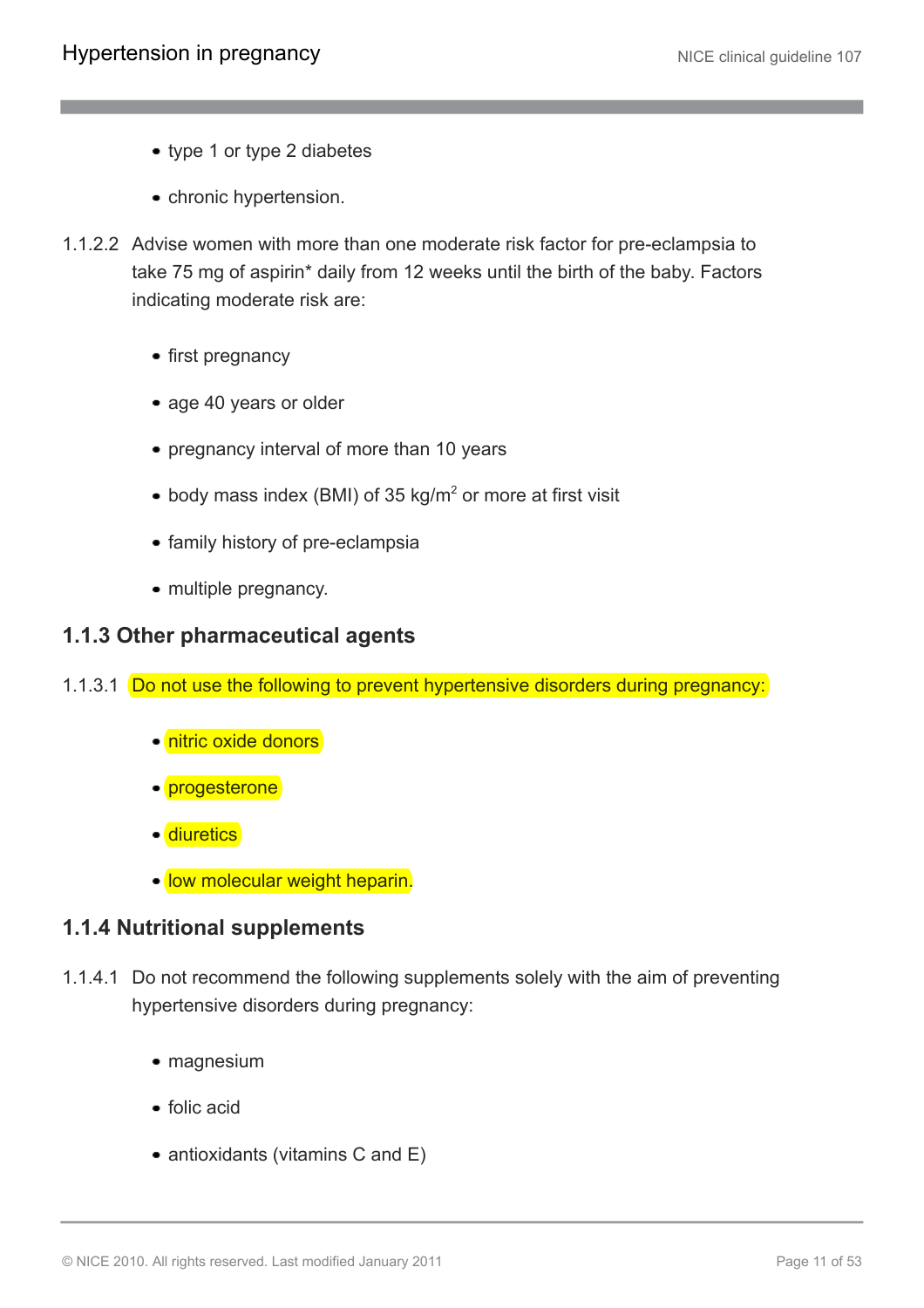- type 1 or type 2 diabetes
- chronic hypertension.

1.1.2.2 Advise women with more than one moderate risk factor for pre-eclampsia to take 75 mg of aspirin* daily from 12 weeks until the birth of the baby. Factors indicating moderate risk are:

- first pregnancy
- age 40 years or older
- pregnancy interval of more than 10 years
- body mass index (BMI) of 35 kg/m$^2$ or more at first visit
- family history of pre-eclampsia
- multiple pregnancy.

### 1.1.3 Other pharmaceutical agents

1.1.3.1 Do not use the following to prevent hypertensive disorders during pregnancy:

- nitric oxide donors
- progesterone
- diuretics
- low molecular weight heparin.

### 1.1.4 Nutritional supplements

1.1.4.1 Do not recommend the following supplements solely with the aim of preventing hypertensive disorders during pregnancy:

- magnesium
- folic acid
- antioxidants (vitamins C and E)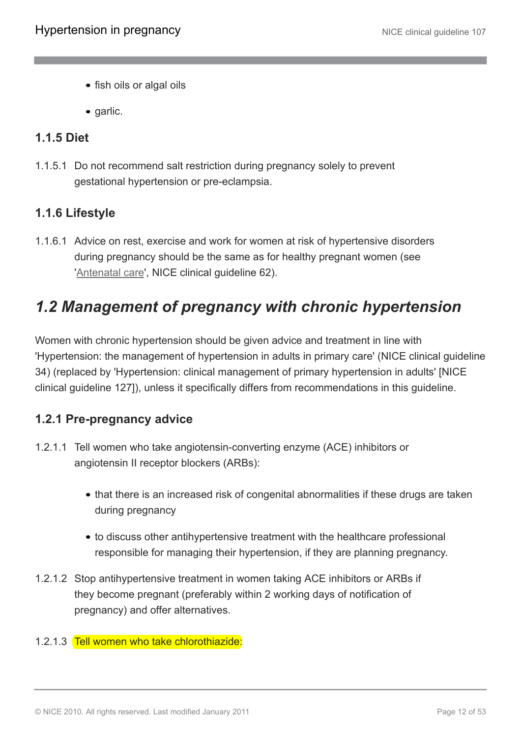- fish oils or algal oils
- garlic.

### 1.1.5 Diet

1.1.5.1 Do not recommend salt restriction during pregnancy solely to prevent gestational hypertension or pre-eclampsia.

### 1.1.6 Lifestyle

1.1.6.1 Advice on rest, exercise and work for women at risk of hypertensive disorders during pregnancy should be the same as for healthy pregnant women (see 'Antenatal care', NICE clinical guideline 62).

## *1.2 Management of pregnancy with chronic hypertension*

Women with chronic hypertension should be given advice and treatment in line with 'Hypertension: the management of hypertension in adults in primary care' (NICE clinical guideline 34) (replaced by 'Hypertension: clinical management of primary hypertension in adults' [NICE clinical guideline 127]), unless it specifically differs from recommendations in this guideline.

### 1.2.1 Pre-pregnancy advice

1.2.1.1 Tell women who take angiotensin-converting enzyme (ACE) inhibitors or angiotensin II receptor blockers (ARBs):

- that there is an increased risk of congenital abnormalities if these drugs are taken during pregnancy
- to discuss other antihypertensive treatment with the healthcare professional responsible for managing their hypertension, if they are planning pregnancy.

1.2.1.2 Stop antihypertensive treatment in women taking ACE inhibitors or ARBs if they become pregnant (preferably within 2 working days of notification of pregnancy) and offer alternatives.

1.2.1.3 Tell women who take chlorothiazide: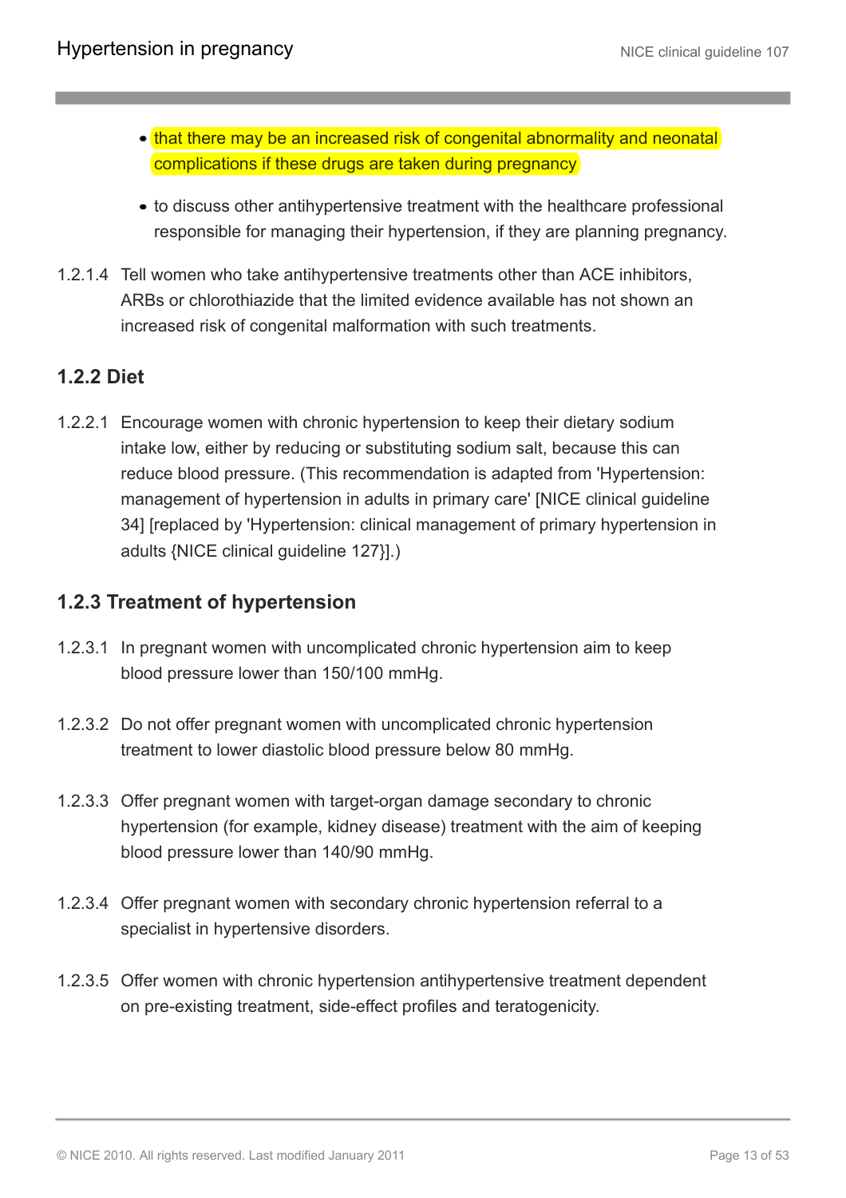- that there may be an increased risk of congenital abnormality and neonatal complications if these drugs are taken during pregnancy
- to discuss other antihypertensive treatment with the healthcare professional responsible for managing their hypertension, if they are planning pregnancy.

1.2.1.4 Tell women who take antihypertensive treatments other than ACE inhibitors, ARBs or chlorothiazide that the limited evidence available has not shown an increased risk of congenital malformation with such treatments.

### 1.2.2 Diet

1.2.2.1 Encourage women with chronic hypertension to keep their dietary sodium intake low, either by reducing or substituting sodium salt, because this can reduce blood pressure. (This recommendation is adapted from 'Hypertension: management of hypertension in adults in primary care' [NICE clinical guideline 34] [replaced by 'Hypertension: clinical management of primary hypertension in adults {NICE clinical guideline 127}].)

### 1.2.3 Treatment of hypertension

1.2.3.1 In pregnant women with uncomplicated chronic hypertension aim to keep blood pressure lower than 150/100 mmHg.

1.2.3.2 Do not offer pregnant women with uncomplicated chronic hypertension treatment to lower diastolic blood pressure below 80 mmHg.

1.2.3.3 Offer pregnant women with target-organ damage secondary to chronic hypertension (for example, kidney disease) treatment with the aim of keeping blood pressure lower than 140/90 mmHg.

1.2.3.4 Offer pregnant women with secondary chronic hypertension referral to a specialist in hypertensive disorders.

1.2.3.5 Offer women with chronic hypertension antihypertensive treatment dependent on pre-existing treatment, side-effect profiles and teratogenicity.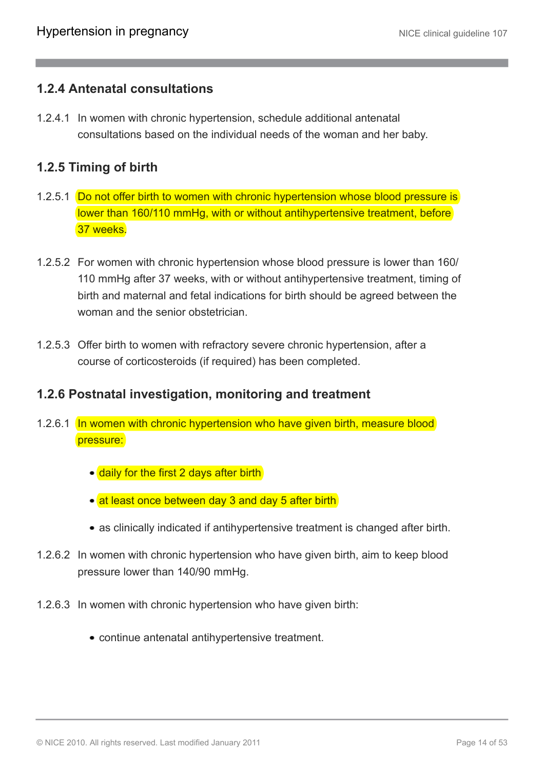### 1.2.4 Antenatal consultations

1.2.4.1 In women with chronic hypertension, schedule additional antenatal consultations based on the individual needs of the woman and her baby.

### 1.2.5 Timing of birth

1.2.5.1 Do not offer birth to women with chronic hypertension whose blood pressure is lower than 160/110 mmHg, with or without antihypertensive treatment, before 37 weeks.

1.2.5.2 For women with chronic hypertension whose blood pressure is lower than 160/110 mmHg after 37 weeks, with or without antihypertensive treatment, timing of birth and maternal and fetal indications for birth should be agreed between the woman and the senior obstetrician.

1.2.5.3 Offer birth to women with refractory severe chronic hypertension, after a course of corticosteroids (if required) has been completed.

### 1.2.6 Postnatal investigation, monitoring and treatment

1.2.6.1 In women with chronic hypertension who have given birth, measure blood pressure:

- daily for the first 2 days after birth
- at least once between day 3 and day 5 after birth
- as clinically indicated if antihypertensive treatment is changed after birth.

1.2.6.2 In women with chronic hypertension who have given birth, aim to keep blood pressure lower than 140/90 mmHg.

1.2.6.3 In women with chronic hypertension who have given birth:

- continue antenatal antihypertensive treatment.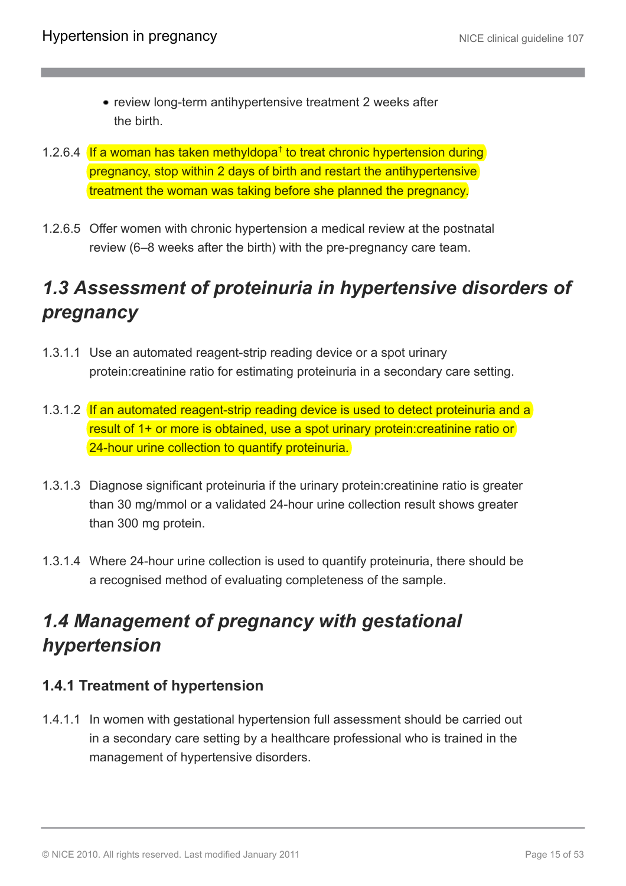- review long-term antihypertensive treatment 2 weeks after the birth.

1.2.6.4 If a woman has taken methyldopa[†] to treat chronic hypertension during pregnancy, stop within 2 days of birth and restart the antihypertensive treatment the woman was taking before she planned the pregnancy.

1.2.6.5 Offer women with chronic hypertension a medical review at the postnatal review (6–8 weeks after the birth) with the pre-pregnancy care team.

## *1.3 Assessment of proteinuria in hypertensive disorders of pregnancy*

1.3.1.1 Use an automated reagent-strip reading device or a spot urinary protein:creatinine ratio for estimating proteinuria in a secondary care setting.

1.3.1.2 If an automated reagent-strip reading device is used to detect proteinuria and a result of 1+ or more is obtained, use a spot urinary protein:creatinine ratio or 24-hour urine collection to quantify proteinuria.

1.3.1.3 Diagnose significant proteinuria if the urinary protein:creatinine ratio is greater than 30 mg/mmol or a validated 24-hour urine collection result shows greater than 300 mg protein.

1.3.1.4 Where 24-hour urine collection is used to quantify proteinuria, there should be a recognised method of evaluating completeness of the sample.

## *1.4 Management of pregnancy with gestational hypertension*

### 1.4.1 Treatment of hypertension

1.4.1.1 In women with gestational hypertension full assessment should be carried out in a secondary care setting by a healthcare professional who is trained in the management of hypertensive disorders.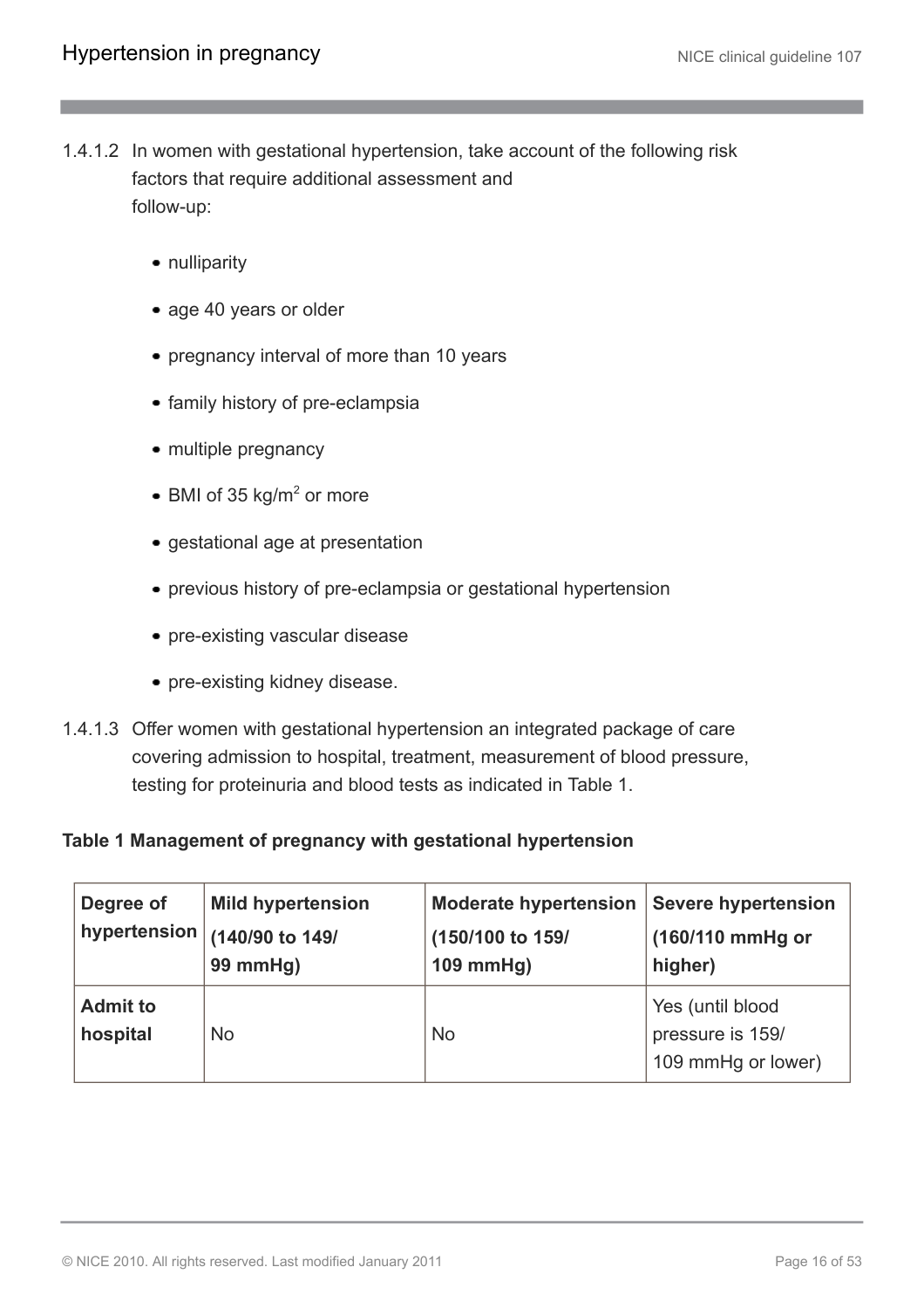1.4.1.2 In women with gestational hypertension, take account of the following risk factors that require additional assessment and follow-up:

- nulliparity
- age 40 years or older
- pregnancy interval of more than 10 years
- family history of pre-eclampsia
- multiple pregnancy
- BMI of 35 kg/$m^2$ or more
- gestational age at presentation
- previous history of pre-eclampsia or gestational hypertension
- pre-existing vascular disease
- pre-existing kidney disease.

1.4.1.3 Offer women with gestational hypertension an integrated package of care covering admission to hospital, treatment, measurement of blood pressure, testing for proteinuria and blood tests as indicated in Table 1.

**Table 1 Management of pregnancy with gestational hypertension**

| **Degree of hypertension** | **Mild hypertension (140/90 to 149/ 99 mmHg)** | **Moderate hypertension (150/100 to 159/ 109 mmHg)** | **Severe hypertension (160/110 mmHg or higher)** |
|---|---|---|---|
| **Admit to hospital** | No | No | Yes (until blood pressure is 159/ 109 mmHg or lower) |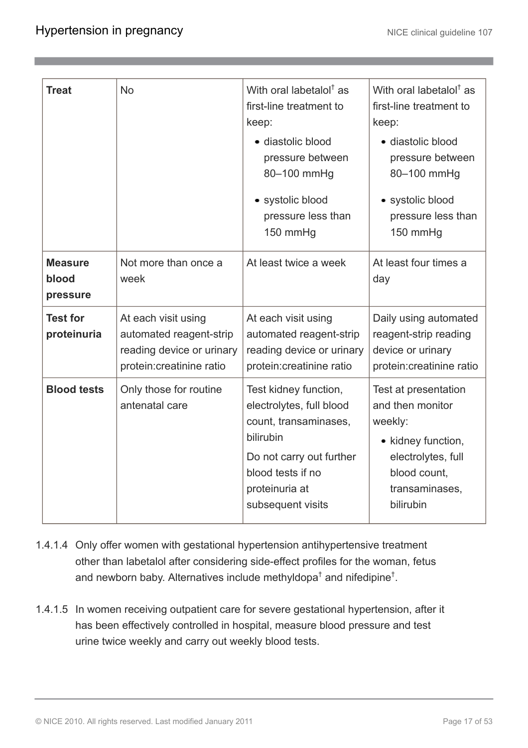| | | | |
|---|---|---|---|
| **Treat** | No | With oral labetalol[†] as first-line treatment to keep:<br>• diastolic blood pressure between 80–100 mmHg<br>• systolic blood pressure less than 150 mmHg | With oral labetalol[†] as first-line treatment to keep:<br>• diastolic blood pressure between 80–100 mmHg<br>• systolic blood pressure less than 150 mmHg |
| **Measure blood pressure** | Not more than once a week | At least twice a week | At least four times a day |
| **Test for proteinuria** | At each visit using automated reagent-strip reading device or urinary protein:creatinine ratio | At each visit using automated reagent-strip reading device or urinary protein:creatinine ratio | Daily using automated reagent-strip reading device or urinary protein:creatinine ratio |
| **Blood tests** | Only those for routine antenatal care | Test kidney function, electrolytes, full blood count, transaminases, bilirubin<br>Do not carry out further blood tests if no proteinuria at subsequent visits | Test at presentation and then monitor weekly:<br>• kidney function, electrolytes, full blood count, transaminases, bilirubin |

1.4.1.4 Only offer women with gestational hypertension antihypertensive treatment other than labetalol after considering side-effect profiles for the woman, fetus and newborn baby. Alternatives include methyldopa[†] and nifedipine[†].

1.4.1.5 In women receiving outpatient care for severe gestational hypertension, after it has been effectively controlled in hospital, measure blood pressure and test urine twice weekly and carry out weekly blood tests.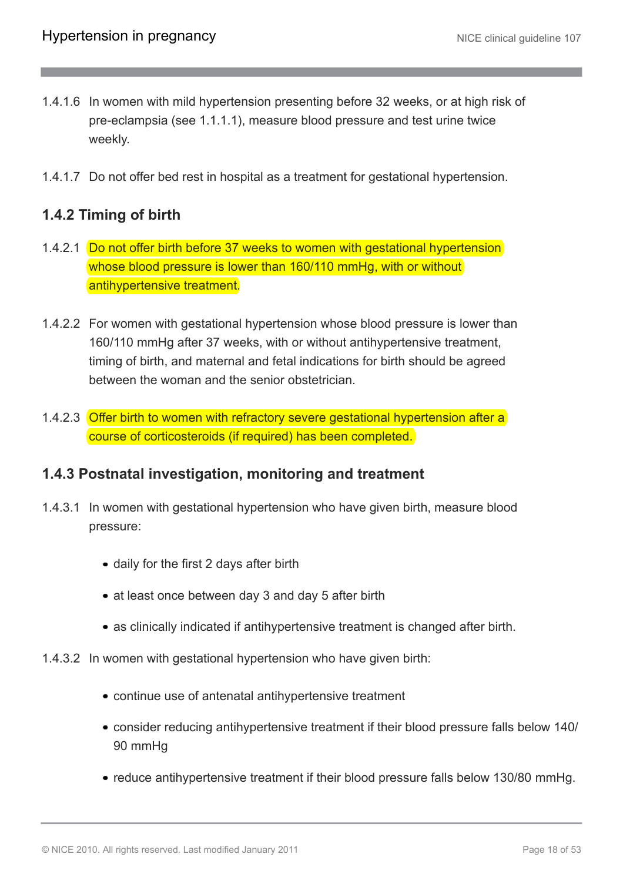1.4.1.6 In women with mild hypertension presenting before 32 weeks, or at high risk of pre-eclampsia (see 1.1.1.1), measure blood pressure and test urine twice weekly.

1.4.1.7 Do not offer bed rest in hospital as a treatment for gestational hypertension.

### 1.4.2 Timing of birth

1.4.2.1 Do not offer birth before 37 weeks to women with gestational hypertension whose blood pressure is lower than 160/110 mmHg, with or without antihypertensive treatment.

1.4.2.2 For women with gestational hypertension whose blood pressure is lower than 160/110 mmHg after 37 weeks, with or without antihypertensive treatment, timing of birth, and maternal and fetal indications for birth should be agreed between the woman and the senior obstetrician.

1.4.2.3 Offer birth to women with refractory severe gestational hypertension after a course of corticosteroids (if required) has been completed.

### 1.4.3 Postnatal investigation, monitoring and treatment

1.4.3.1 In women with gestational hypertension who have given birth, measure blood pressure:

- daily for the first 2 days after birth
- at least once between day 3 and day 5 after birth
- as clinically indicated if antihypertensive treatment is changed after birth.

1.4.3.2 In women with gestational hypertension who have given birth:

- continue use of antenatal antihypertensive treatment
- consider reducing antihypertensive treatment if their blood pressure falls below 140/90 mmHg
- reduce antihypertensive treatment if their blood pressure falls below 130/80 mmHg.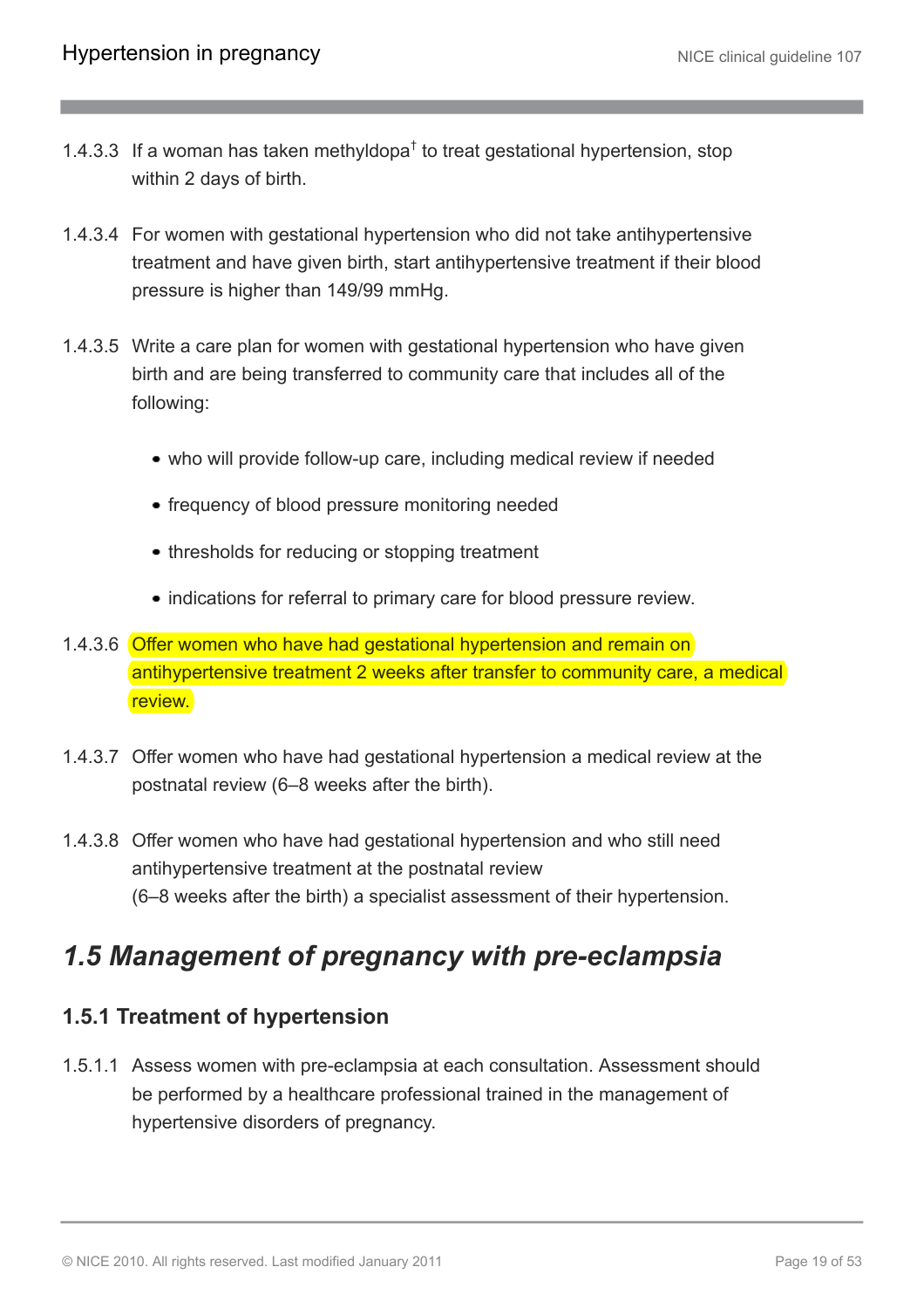1.4.3.3 If a woman has taken methyldopa[†] to treat gestational hypertension, stop within 2 days of birth.

1.4.3.4 For women with gestational hypertension who did not take antihypertensive treatment and have given birth, start antihypertensive treatment if their blood pressure is higher than 149/99 mmHg.

1.4.3.5 Write a care plan for women with gestational hypertension who have given birth and are being transferred to community care that includes all of the following:

- who will provide follow-up care, including medical review if needed
- frequency of blood pressure monitoring needed
- thresholds for reducing or stopping treatment
- indications for referral to primary care for blood pressure review.

1.4.3.6 Offer women who have had gestational hypertension and remain on antihypertensive treatment 2 weeks after transfer to community care, a medical review.

1.4.3.7 Offer women who have had gestational hypertension a medical review at the postnatal review (6–8 weeks after the birth).

1.4.3.8 Offer women who have had gestational hypertension and who still need antihypertensive treatment at the postnatal review (6–8 weeks after the birth) a specialist assessment of their hypertension.

## *1.5 Management of pregnancy with pre-eclampsia*

### 1.5.1 Treatment of hypertension

1.5.1.1 Assess women with pre-eclampsia at each consultation. Assessment should be performed by a healthcare professional trained in the management of hypertensive disorders of pregnancy.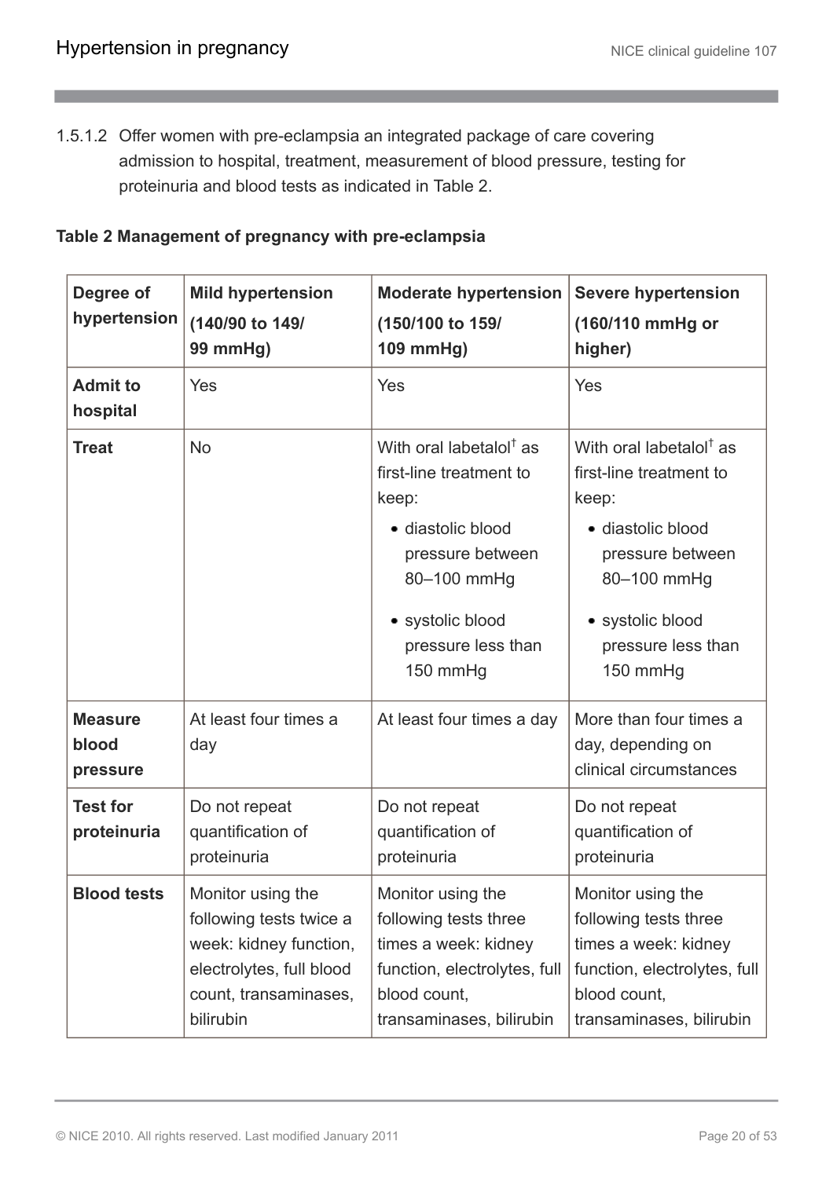1.5.1.2 Offer women with pre-eclampsia an integrated package of care covering admission to hospital, treatment, measurement of blood pressure, testing for proteinuria and blood tests as indicated in Table 2.

**Table 2 Management of pregnancy with pre-eclampsia**

| Degree of hypertension | Mild hypertension (140/90 to 149/99 mmHg) | Moderate hypertension (150/100 to 159/109 mmHg) | Severe hypertension (160/110 mmHg or higher) |
| --- | --- | --- | --- |
| **Admit to hospital** | Yes | Yes | Yes |
| **Treat** | No | With oral labetalol[†] as first-line treatment to keep: <br>• diastolic blood pressure between 80–100 mmHg <br>• systolic blood pressure less than 150 mmHg | With oral labetalol[†] as first-line treatment to keep: <br>• diastolic blood pressure between 80–100 mmHg <br>• systolic blood pressure less than 150 mmHg |
| **Measure blood pressure** | At least four times a day | At least four times a day | More than four times a day, depending on clinical circumstances |
| **Test for proteinuria** | Do not repeat quantification of proteinuria | Do not repeat quantification of proteinuria | Do not repeat quantification of proteinuria |
| **Blood tests** | Monitor using the following tests twice a week: kidney function, electrolytes, full blood count, transaminases, bilirubin | Monitor using the following tests three times a week: kidney function, electrolytes, full blood count, transaminases, bilirubin | Monitor using the following tests three times a week: kidney function, electrolytes, full blood count, transaminases, bilirubin |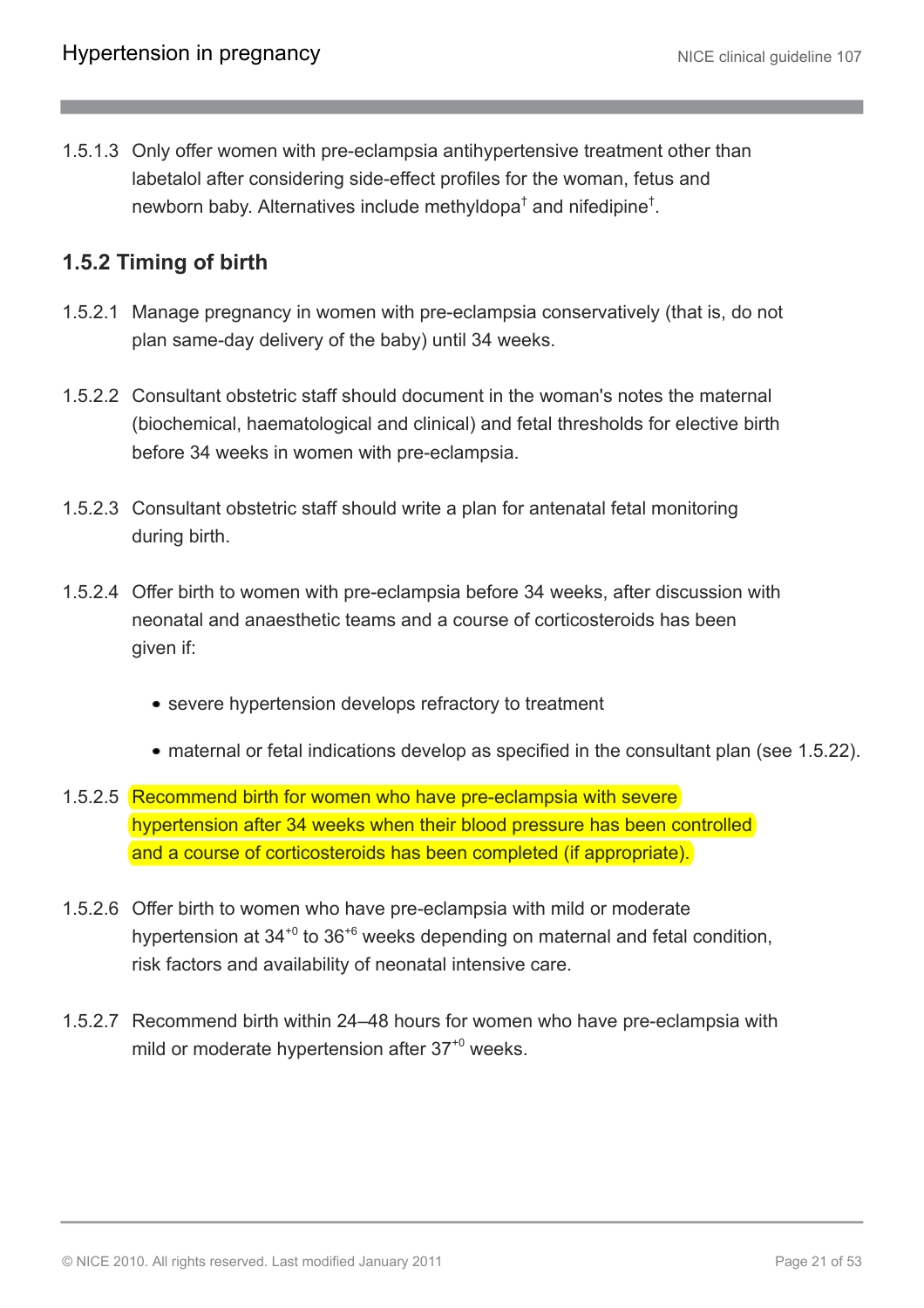1.5.1.3 Only offer women with pre-eclampsia antihypertensive treatment other than labetalol after considering side-effect profiles for the woman, fetus and newborn baby. Alternatives include methyldopa[†] and nifedipine[†].

### 1.5.2 Timing of birth

1.5.2.1 Manage pregnancy in women with pre-eclampsia conservatively (that is, do not plan same-day delivery of the baby) until 34 weeks.

1.5.2.2 Consultant obstetric staff should document in the woman's notes the maternal (biochemical, haematological and clinical) and fetal thresholds for elective birth before 34 weeks in women with pre-eclampsia.

1.5.2.3 Consultant obstetric staff should write a plan for antenatal fetal monitoring during birth.

1.5.2.4 Offer birth to women with pre-eclampsia before 34 weeks, after discussion with neonatal and anaesthetic teams and a course of corticosteroids has been given if:

- severe hypertension develops refractory to treatment
- maternal or fetal indications develop as specified in the consultant plan (see 1.5.22).

1.5.2.5 Recommend birth for women who have pre-eclampsia with severe hypertension after 34 weeks when their blood pressure has been controlled and a course of corticosteroids has been completed (if appropriate).

1.5.2.6 Offer birth to women who have pre-eclampsia with mild or moderate hypertension at $34^{+0}$ to $36^{+6}$ weeks depending on maternal and fetal condition, risk factors and availability of neonatal intensive care.

1.5.2.7 Recommend birth within 24–48 hours for women who have pre-eclampsia with mild or moderate hypertension after $37^{+0}$ weeks.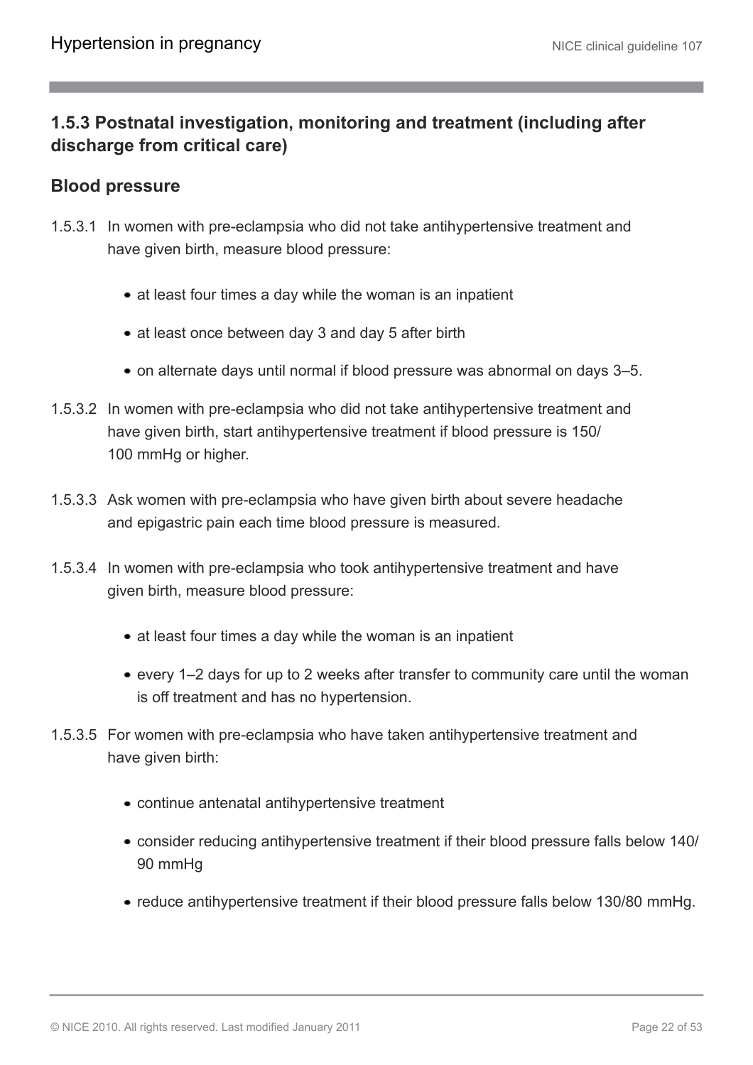### 1.5.3 Postnatal investigation, monitoring and treatment (including after discharge from critical care)

#### Blood pressure

1.5.3.1 In women with pre-eclampsia who did not take antihypertensive treatment and have given birth, measure blood pressure:

- at least four times a day while the woman is an inpatient
- at least once between day 3 and day 5 after birth
- on alternate days until normal if blood pressure was abnormal on days 3–5.

1.5.3.2 In women with pre-eclampsia who did not take antihypertensive treatment and have given birth, start antihypertensive treatment if blood pressure is 150/100 mmHg or higher.

1.5.3.3 Ask women with pre-eclampsia who have given birth about severe headache and epigastric pain each time blood pressure is measured.

1.5.3.4 In women with pre-eclampsia who took antihypertensive treatment and have given birth, measure blood pressure:

- at least four times a day while the woman is an inpatient
- every 1–2 days for up to 2 weeks after transfer to community care until the woman is off treatment and has no hypertension.

1.5.3.5 For women with pre-eclampsia who have taken antihypertensive treatment and have given birth:

- continue antenatal antihypertensive treatment
- consider reducing antihypertensive treatment if their blood pressure falls below 140/90 mmHg
- reduce antihypertensive treatment if their blood pressure falls below 130/80 mmHg.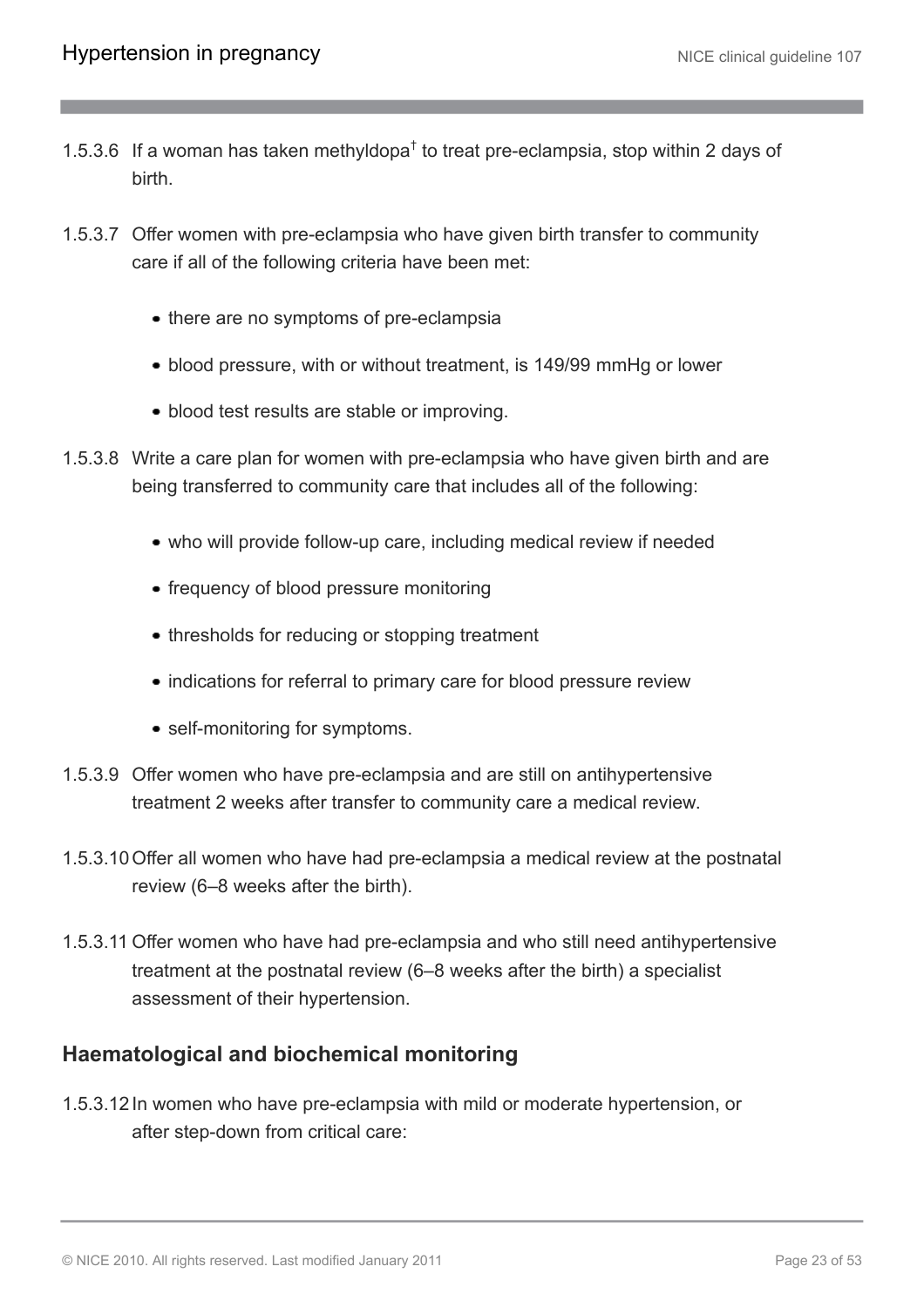1.5.3.6 If a woman has taken methyldopa[†] to treat pre-eclampsia, stop within 2 days of birth.

1.5.3.7 Offer women with pre-eclampsia who have given birth transfer to community care if all of the following criteria have been met:

- there are no symptoms of pre-eclampsia
- blood pressure, with or without treatment, is 149/99 mmHg or lower
- blood test results are stable or improving.

1.5.3.8 Write a care plan for women with pre-eclampsia who have given birth and are being transferred to community care that includes all of the following:

- who will provide follow-up care, including medical review if needed
- frequency of blood pressure monitoring
- thresholds for reducing or stopping treatment
- indications for referral to primary care for blood pressure review
- self-monitoring for symptoms.

1.5.3.9 Offer women who have pre-eclampsia and are still on antihypertensive treatment 2 weeks after transfer to community care a medical review.

1.5.3.10 Offer all women who have had pre-eclampsia a medical review at the postnatal review (6–8 weeks after the birth).

1.5.3.11 Offer women who have had pre-eclampsia and who still need antihypertensive treatment at the postnatal review (6–8 weeks after the birth) a specialist assessment of their hypertension.

### Haematological and biochemical monitoring

1.5.3.12 In women who have pre-eclampsia with mild or moderate hypertension, or after step-down from critical care: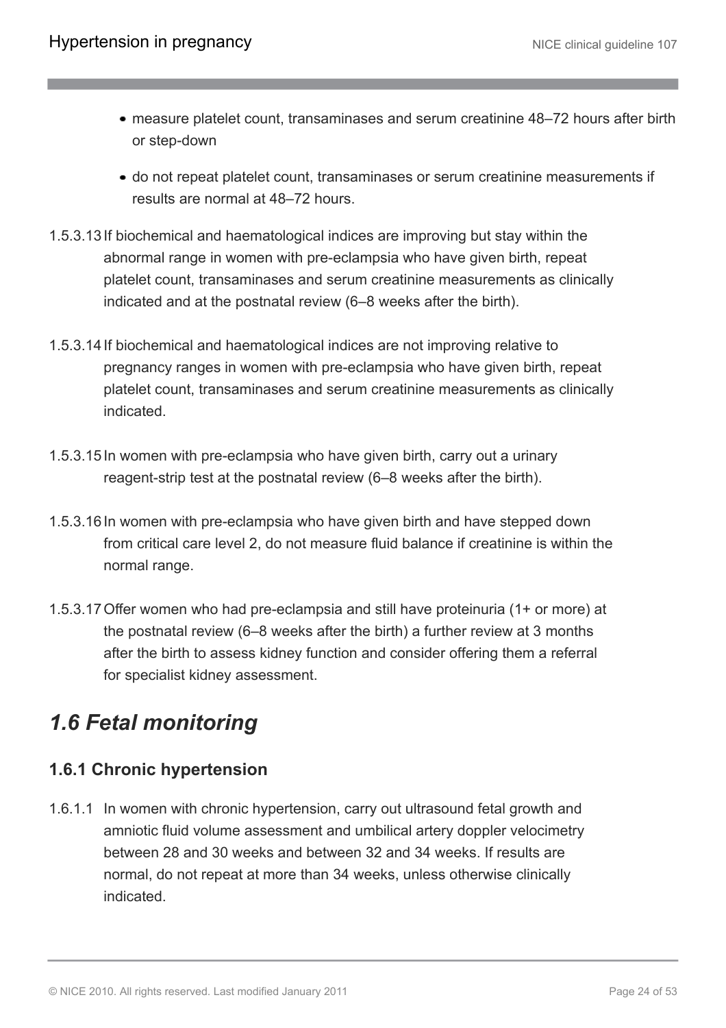- measure platelet count, transaminases and serum creatinine 48–72 hours after birth or step-down
- do not repeat platelet count, transaminases or serum creatinine measurements if results are normal at 48–72 hours.

1.5.3.13 If biochemical and haematological indices are improving but stay within the abnormal range in women with pre-eclampsia who have given birth, repeat platelet count, transaminases and serum creatinine measurements as clinically indicated and at the postnatal review (6–8 weeks after the birth).

1.5.3.14 If biochemical and haematological indices are not improving relative to pregnancy ranges in women with pre-eclampsia who have given birth, repeat platelet count, transaminases and serum creatinine measurements as clinically indicated.

1.5.3.15 In women with pre-eclampsia who have given birth, carry out a urinary reagent-strip test at the postnatal review (6–8 weeks after the birth).

1.5.3.16 In women with pre-eclampsia who have given birth and have stepped down from critical care level 2, do not measure fluid balance if creatinine is within the normal range.

1.5.3.17 Offer women who had pre-eclampsia and still have proteinuria (1+ or more) at the postnatal review (6–8 weeks after the birth) a further review at 3 months after the birth to assess kidney function and consider offering them a referral for specialist kidney assessment.

## *1.6 Fetal monitoring*

### 1.6.1 Chronic hypertension

1.6.1.1 In women with chronic hypertension, carry out ultrasound fetal growth and amniotic fluid volume assessment and umbilical artery doppler velocimetry between 28 and 30 weeks and between 32 and 34 weeks. If results are normal, do not repeat at more than 34 weeks, unless otherwise clinically indicated.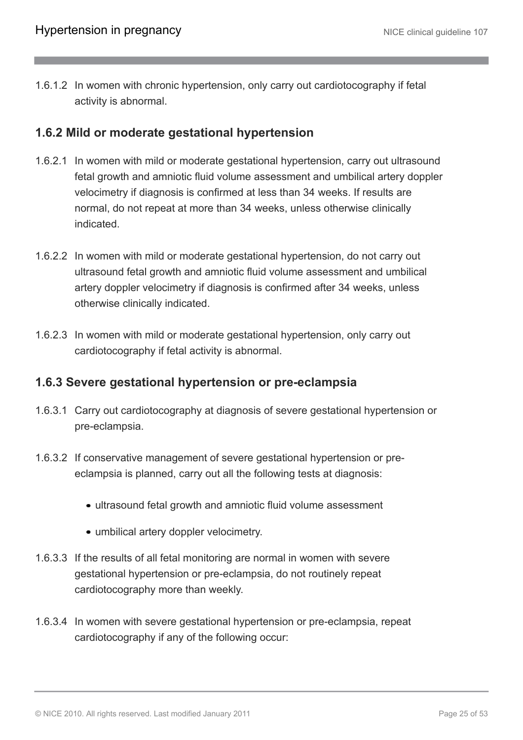1.6.1.2 In women with chronic hypertension, only carry out cardiotocography if fetal activity is abnormal.

### 1.6.2 Mild or moderate gestational hypertension

1.6.2.1 In women with mild or moderate gestational hypertension, carry out ultrasound fetal growth and amniotic fluid volume assessment and umbilical artery doppler velocimetry if diagnosis is confirmed at less than 34 weeks. If results are normal, do not repeat at more than 34 weeks, unless otherwise clinically indicated.

1.6.2.2 In women with mild or moderate gestational hypertension, do not carry out ultrasound fetal growth and amniotic fluid volume assessment and umbilical artery doppler velocimetry if diagnosis is confirmed after 34 weeks, unless otherwise clinically indicated.

1.6.2.3 In women with mild or moderate gestational hypertension, only carry out cardiotocography if fetal activity is abnormal.

### 1.6.3 Severe gestational hypertension or pre-eclampsia

1.6.3.1 Carry out cardiotocography at diagnosis of severe gestational hypertension or pre-eclampsia.

1.6.3.2 If conservative management of severe gestational hypertension or pre-eclampsia is planned, carry out all the following tests at diagnosis:

- ultrasound fetal growth and amniotic fluid volume assessment
- umbilical artery doppler velocimetry.

1.6.3.3 If the results of all fetal monitoring are normal in women with severe gestational hypertension or pre-eclampsia, do not routinely repeat cardiotocography more than weekly.

1.6.3.4 In women with severe gestational hypertension or pre-eclampsia, repeat cardiotocography if any of the following occur: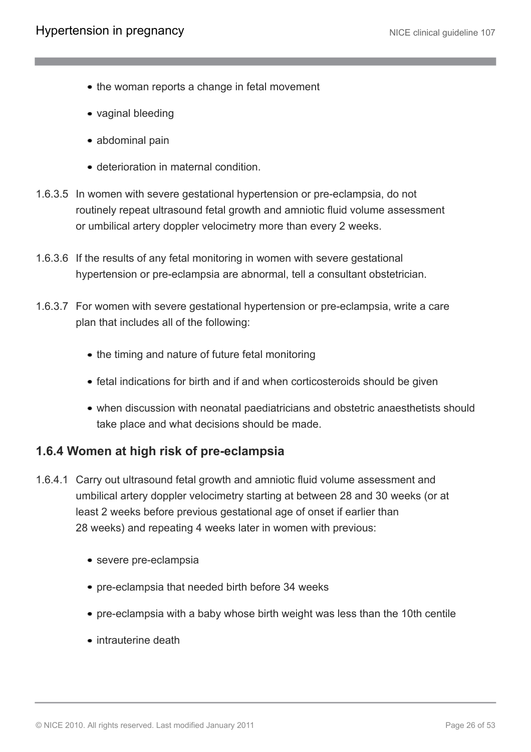- the woman reports a change in fetal movement
- vaginal bleeding
- abdominal pain
- deterioration in maternal condition.

1.6.3.5 In women with severe gestational hypertension or pre-eclampsia, do not routinely repeat ultrasound fetal growth and amniotic fluid volume assessment or umbilical artery doppler velocimetry more than every 2 weeks.

1.6.3.6 If the results of any fetal monitoring in women with severe gestational hypertension or pre-eclampsia are abnormal, tell a consultant obstetrician.

1.6.3.7 For women with severe gestational hypertension or pre-eclampsia, write a care plan that includes all of the following:

- the timing and nature of future fetal monitoring
- fetal indications for birth and if and when corticosteroids should be given
- when discussion with neonatal paediatricians and obstetric anaesthetists should take place and what decisions should be made.

### 1.6.4 Women at high risk of pre-eclampsia

1.6.4.1 Carry out ultrasound fetal growth and amniotic fluid volume assessment and umbilical artery doppler velocimetry starting at between 28 and 30 weeks (or at least 2 weeks before previous gestational age of onset if earlier than 28 weeks) and repeating 4 weeks later in women with previous:

- severe pre-eclampsia
- pre-eclampsia that needed birth before 34 weeks
- pre-eclampsia with a baby whose birth weight was less than the 10th centile
- intrauterine death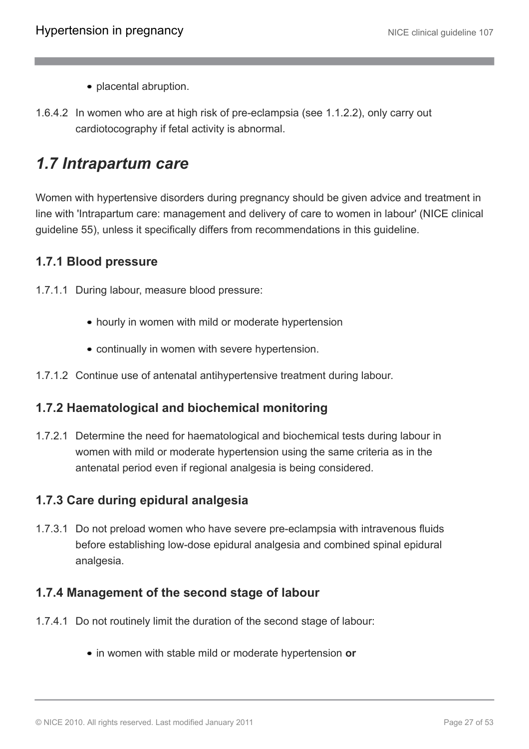- placental abruption.

1.6.4.2 In women who are at high risk of pre-eclampsia (see 1.1.2.2), only carry out cardiotocography if fetal activity is abnormal.

## *1.7 Intrapartum care*

Women with hypertensive disorders during pregnancy should be given advice and treatment in line with 'Intrapartum care: management and delivery of care to women in labour' (NICE clinical guideline 55), unless it specifically differs from recommendations in this guideline.

### 1.7.1 Blood pressure

1.7.1.1 During labour, measure blood pressure:

- hourly in women with mild or moderate hypertension
- continually in women with severe hypertension.

1.7.1.2 Continue use of antenatal antihypertensive treatment during labour.

### 1.7.2 Haematological and biochemical monitoring

1.7.2.1 Determine the need for haematological and biochemical tests during labour in women with mild or moderate hypertension using the same criteria as in the antenatal period even if regional analgesia is being considered.

### 1.7.3 Care during epidural analgesia

1.7.3.1 Do not preload women who have severe pre-eclampsia with intravenous fluids before establishing low-dose epidural analgesia and combined spinal epidural analgesia.

### 1.7.4 Management of the second stage of labour

1.7.4.1 Do not routinely limit the duration of the second stage of labour:

- in women with stable mild or moderate hypertension **or**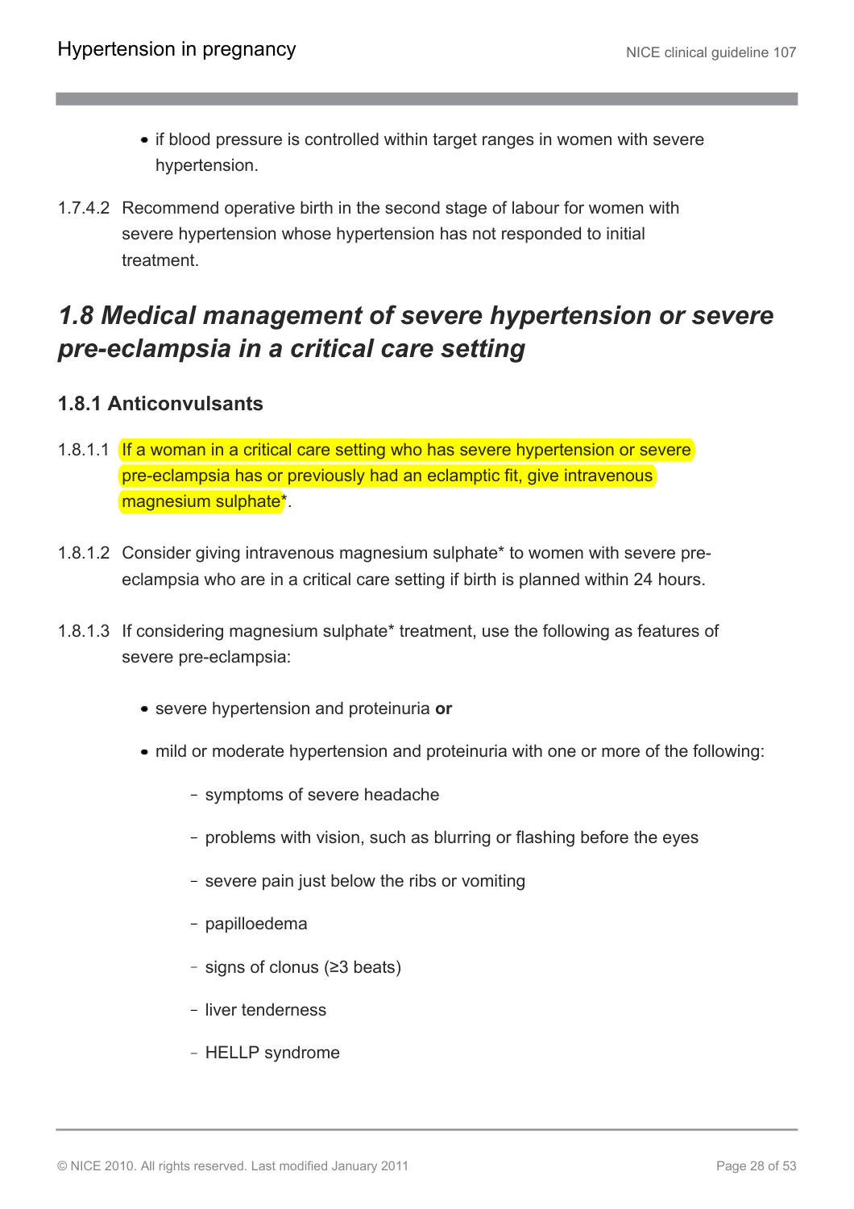- if blood pressure is controlled within target ranges in women with severe hypertension.

1.7.4.2 Recommend operative birth in the second stage of labour for women with severe hypertension whose hypertension has not responded to initial treatment.

## *1.8 Medical management of severe hypertension or severe pre-eclampsia in a critical care setting*

### 1.8.1 Anticonvulsants

1.8.1.1 If a woman in a critical care setting who has severe hypertension or severe pre-eclampsia has or previously had an eclamptic fit, give intravenous magnesium sulphate*.

1.8.1.2 Consider giving intravenous magnesium sulphate* to women with severe pre-eclampsia who are in a critical care setting if birth is planned within 24 hours.

1.8.1.3 If considering magnesium sulphate* treatment, use the following as features of severe pre-eclampsia:

- severe hypertension and proteinuria **or**
- mild or moderate hypertension and proteinuria with one or more of the following:
  - symptoms of severe headache
  - problems with vision, such as blurring or flashing before the eyes
  - severe pain just below the ribs or vomiting
  - papilloedema
  - signs of clonus (≥3 beats)
  - liver tenderness
  - HELLP syndrome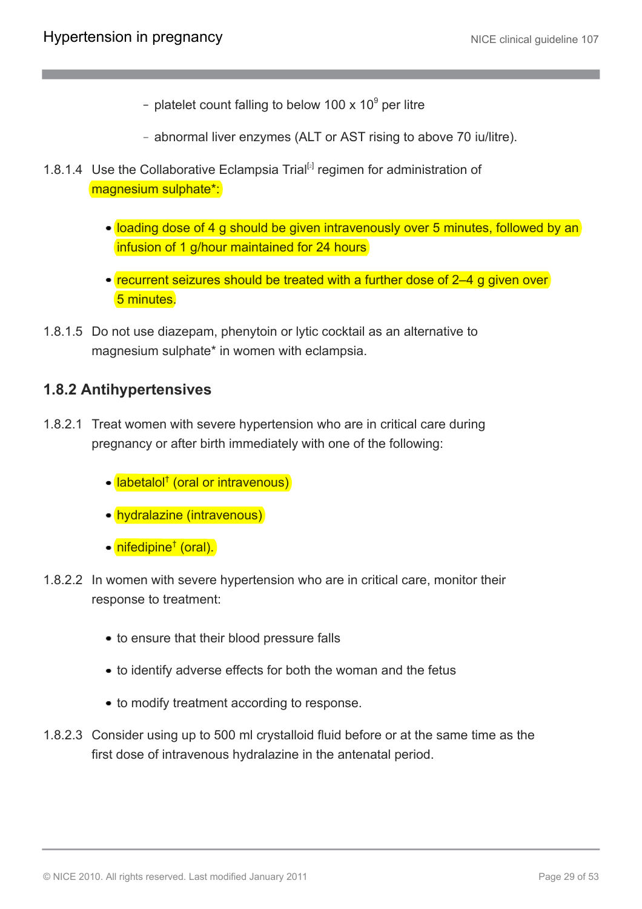- platelet count falling to below 100 x $10^9$ per litre
- abnormal liver enzymes (ALT or AST rising to above 70 iu/litre).

1.8.1.4 Use the Collaborative Eclampsia Trial[2] regimen for administration of magnesium sulphate*:

- loading dose of 4 g should be given intravenously over 5 minutes, followed by an infusion of 1 g/hour maintained for 24 hours
- recurrent seizures should be treated with a further dose of 2–4 g given over 5 minutes.

1.8.1.5 Do not use diazepam, phenytoin or lytic cocktail as an alternative to magnesium sulphate* in women with eclampsia.

### 1.8.2 Antihypertensives

1.8.2.1 Treat women with severe hypertension who are in critical care during pregnancy or after birth immediately with one of the following:

- labetalol† (oral or intravenous)
- hydralazine (intravenous)
- nifedipine† (oral).

1.8.2.2 In women with severe hypertension who are in critical care, monitor their response to treatment:

- to ensure that their blood pressure falls
- to identify adverse effects for both the woman and the fetus
- to modify treatment according to response.

1.8.2.3 Consider using up to 500 ml crystalloid fluid before or at the same time as the first dose of intravenous hydralazine in the antenatal period.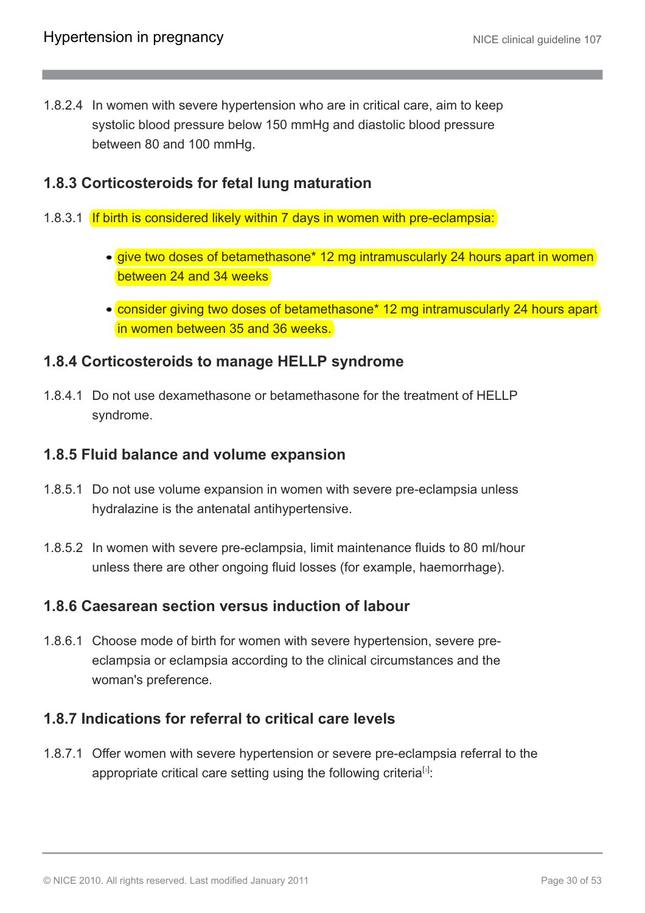1.8.2.4 In women with severe hypertension who are in critical care, aim to keep systolic blood pressure below 150 mmHg and diastolic blood pressure between 80 and 100 mmHg.

### 1.8.3 Corticosteroids for fetal lung maturation

1.8.3.1 If birth is considered likely within 7 days in women with pre-eclampsia:

- give two doses of betamethasone* 12 mg intramuscularly 24 hours apart in women between 24 and 34 weeks
- consider giving two doses of betamethasone* 12 mg intramuscularly 24 hours apart in women between 35 and 36 weeks.

### 1.8.4 Corticosteroids to manage HELLP syndrome

1.8.4.1 Do not use dexamethasone or betamethasone for the treatment of HELLP syndrome.

### 1.8.5 Fluid balance and volume expansion

1.8.5.1 Do not use volume expansion in women with severe pre-eclampsia unless hydralazine is the antenatal antihypertensive.

1.8.5.2 In women with severe pre-eclampsia, limit maintenance fluids to 80 ml/hour unless there are other ongoing fluid losses (for example, haemorrhage).

### 1.8.6 Caesarean section versus induction of labour

1.8.6.1 Choose mode of birth for women with severe hypertension, severe pre-eclampsia or eclampsia according to the clinical circumstances and the woman's preference.

### 1.8.7 Indications for referral to critical care levels

1.8.7.1 Offer women with severe hypertension or severe pre-eclampsia referral to the appropriate critical care setting using the following criteria[3]: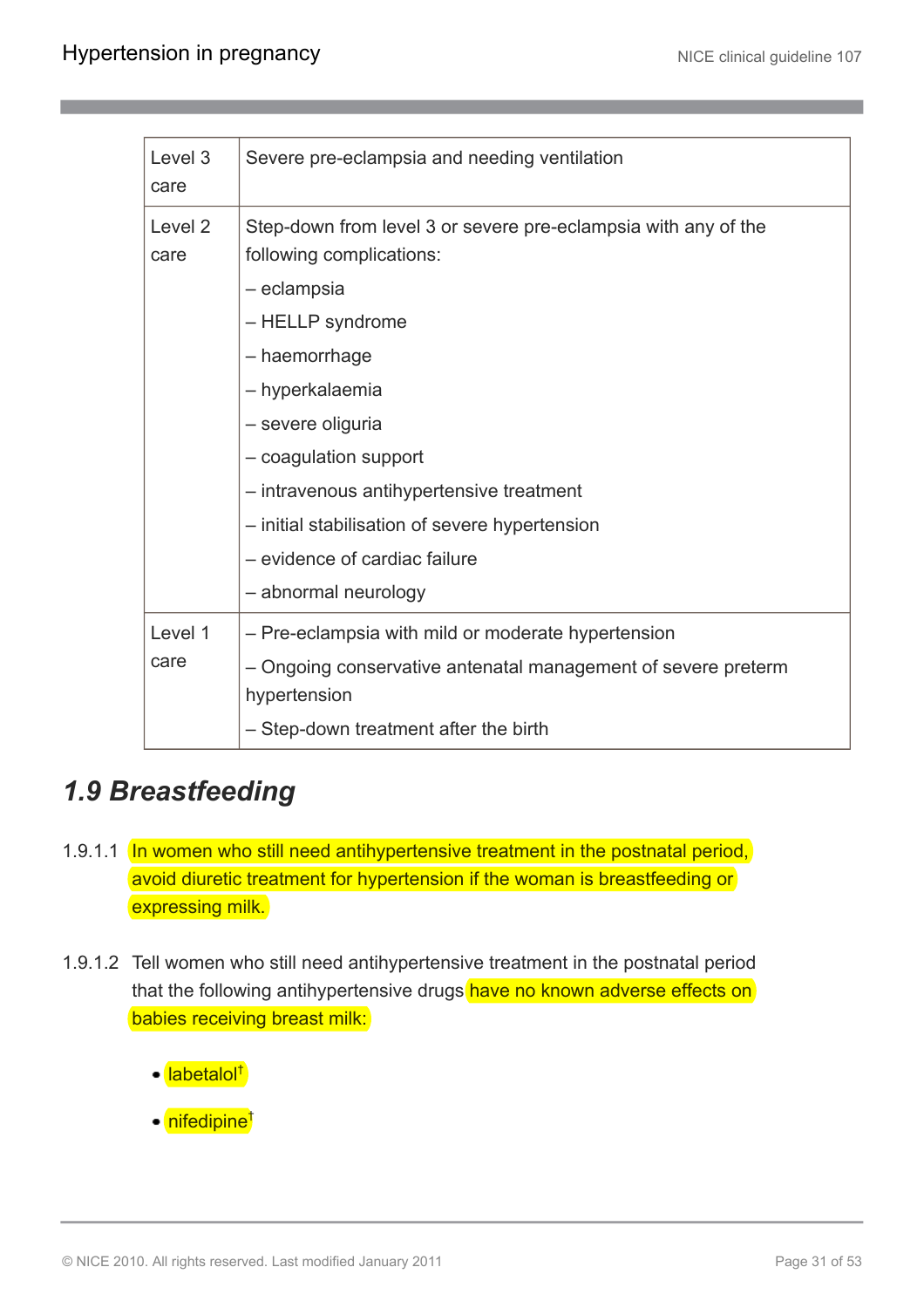| Level 3 care | Severe pre-eclampsia and needing ventilation |
|---|---|
| Level 2 care | Step-down from level 3 or severe pre-eclampsia with any of the following complications:<br>– eclampsia<br>– HELLP syndrome<br>– haemorrhage<br>– hyperkalaemia<br>– severe oliguria<br>– coagulation support<br>– intravenous antihypertensive treatment<br>– initial stabilisation of severe hypertension<br>– evidence of cardiac failure<br>– abnormal neurology |
| Level 1 care | – Pre-eclampsia with mild or moderate hypertension<br>– Ongoing conservative antenatal management of severe preterm hypertension<br>– Step-down treatment after the birth |

## *1.9 Breastfeeding*

1.9.1.1 In women who still need antihypertensive treatment in the postnatal period, avoid diuretic treatment for hypertension if the woman is breastfeeding or expressing milk.

1.9.1.2 Tell women who still need antihypertensive treatment in the postnatal period that the following antihypertensive drugs have no known adverse effects on babies receiving breast milk:

- labetalol†
- nifedipine†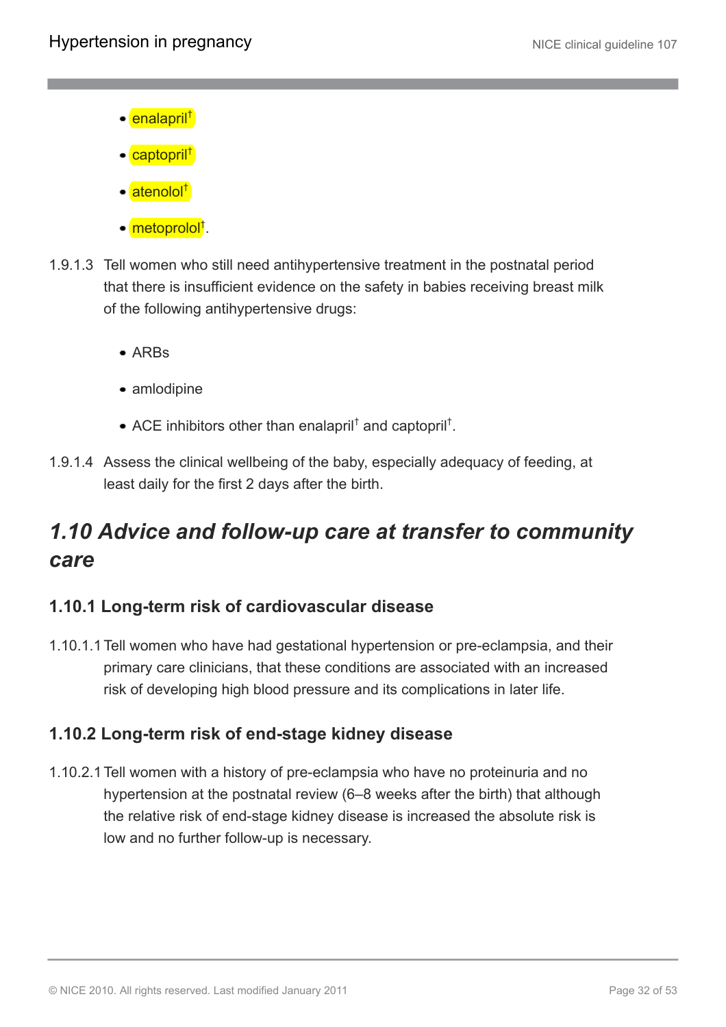- enalapril[†]
- captopril[†]
- atenolol[†]
- metoprolol[†].

1.9.1.3 Tell women who still need antihypertensive treatment in the postnatal period that there is insufficient evidence on the safety in babies receiving breast milk of the following antihypertensive drugs:

- ARBs
- amlodipine
- ACE inhibitors other than enalapril[†] and captopril[†].

1.9.1.4 Assess the clinical wellbeing of the baby, especially adequacy of feeding, at least daily for the first 2 days after the birth.

## *1.10 Advice and follow-up care at transfer to community care*

### 1.10.1 Long-term risk of cardiovascular disease

1.10.1.1 Tell women who have had gestational hypertension or pre-eclampsia, and their primary care clinicians, that these conditions are associated with an increased risk of developing high blood pressure and its complications in later life.

### 1.10.2 Long-term risk of end-stage kidney disease

1.10.2.1 Tell women with a history of pre-eclampsia who have no proteinuria and no hypertension at the postnatal review (6–8 weeks after the birth) that although the relative risk of end-stage kidney disease is increased the absolute risk is low and no further follow-up is necessary.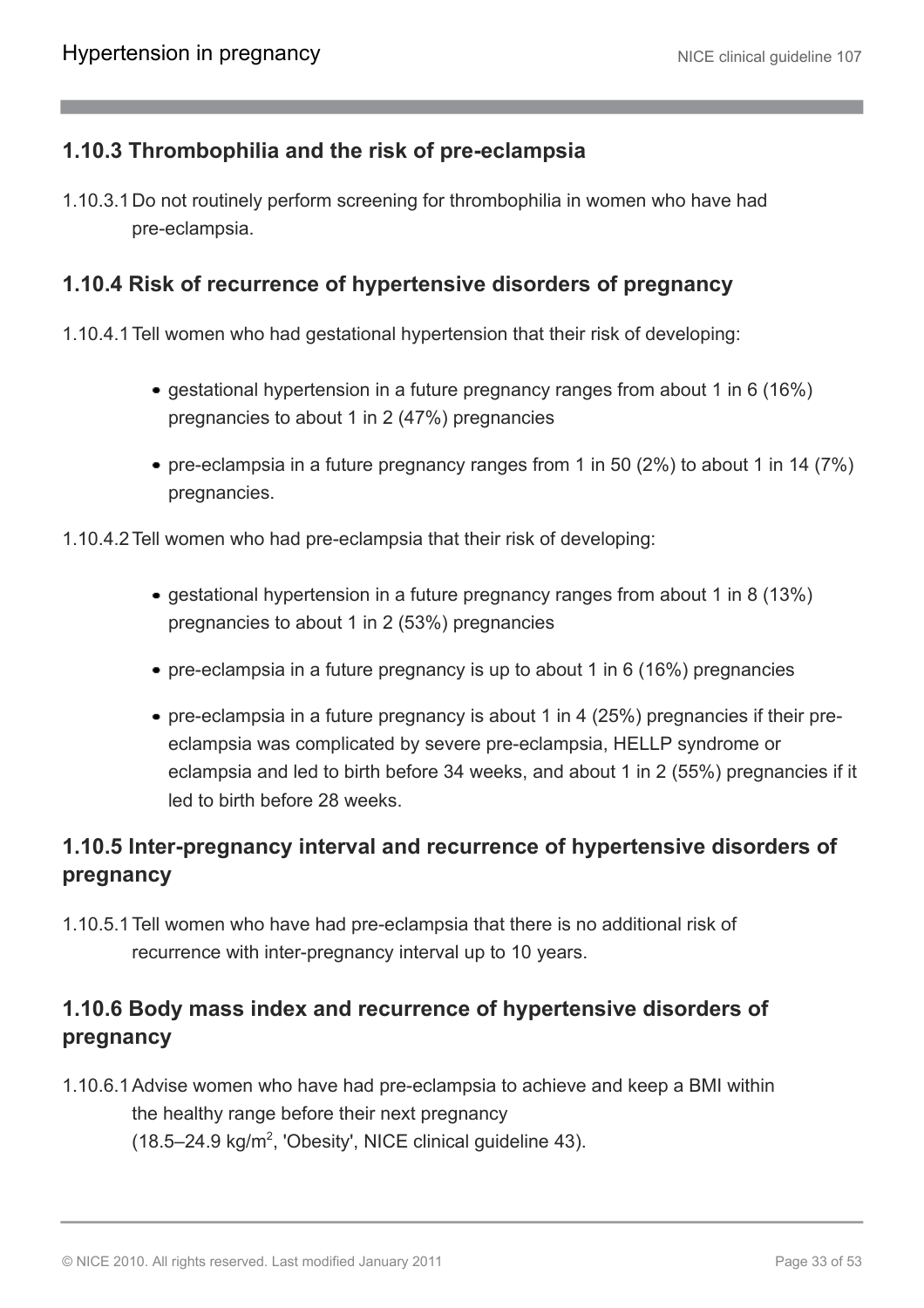### 1.10.3 Thrombophilia and the risk of pre-eclampsia

1.10.3.1 Do not routinely perform screening for thrombophilia in women who have had pre-eclampsia.

### 1.10.4 Risk of recurrence of hypertensive disorders of pregnancy

1.10.4.1 Tell women who had gestational hypertension that their risk of developing:

- gestational hypertension in a future pregnancy ranges from about 1 in 6 (16%) pregnancies to about 1 in 2 (47%) pregnancies
- pre-eclampsia in a future pregnancy ranges from 1 in 50 (2%) to about 1 in 14 (7%) pregnancies.

1.10.4.2 Tell women who had pre-eclampsia that their risk of developing:

- gestational hypertension in a future pregnancy ranges from about 1 in 8 (13%) pregnancies to about 1 in 2 (53%) pregnancies
- pre-eclampsia in a future pregnancy is up to about 1 in 6 (16%) pregnancies
- pre-eclampsia in a future pregnancy is about 1 in 4 (25%) pregnancies if their pre-eclampsia was complicated by severe pre-eclampsia, HELLP syndrome or eclampsia and led to birth before 34 weeks, and about 1 in 2 (55%) pregnancies if it led to birth before 28 weeks.

### 1.10.5 Inter-pregnancy interval and recurrence of hypertensive disorders of pregnancy

1.10.5.1 Tell women who have had pre-eclampsia that there is no additional risk of recurrence with inter-pregnancy interval up to 10 years.

### 1.10.6 Body mass index and recurrence of hypertensive disorders of pregnancy

1.10.6.1 Advise women who have had pre-eclampsia to achieve and keep a BMI within the healthy range before their next pregnancy (18.5–24.9 kg/m$^2$, 'Obesity', NICE clinical guideline 43).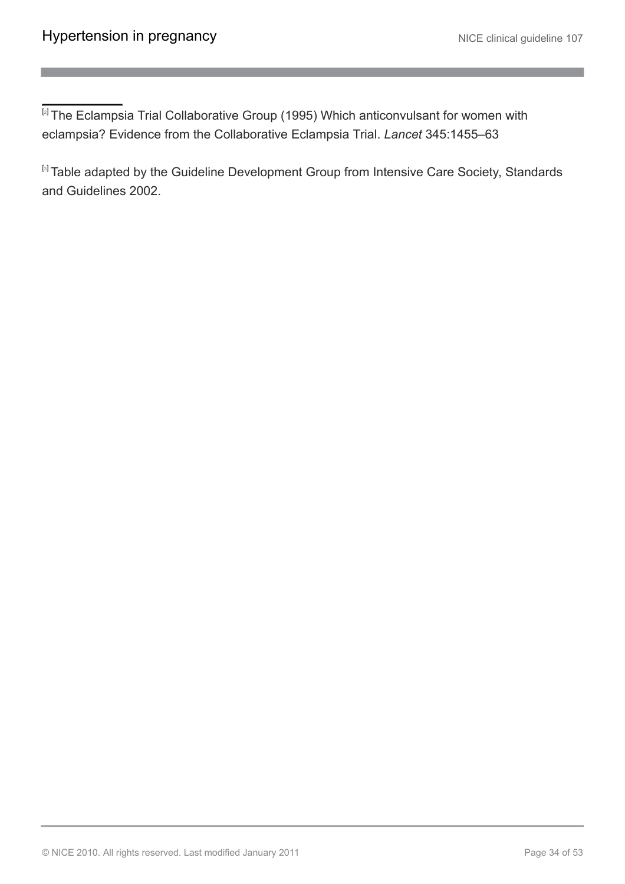[2] The Eclampsia Trial Collaborative Group (1995) Which anticonvulsant for women with eclampsia? Evidence from the Collaborative Eclampsia Trial. *Lancet* 345:1455–63

[3] Table adapted by the Guideline Development Group from Intensive Care Society, Standards and Guidelines 2002.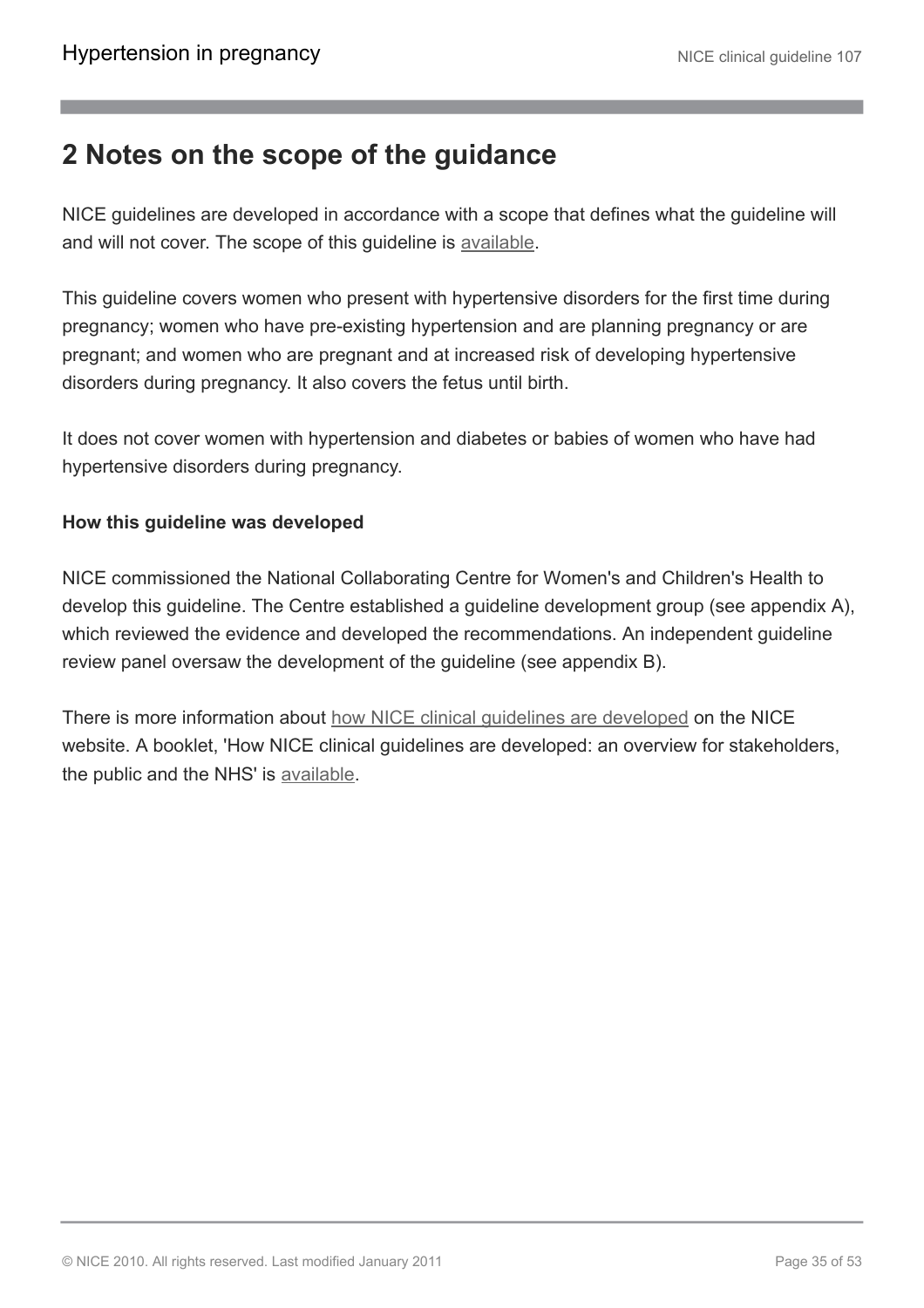## 2 Notes on the scope of the guidance

NICE guidelines are developed in accordance with a scope that defines what the guideline will and will not cover. The scope of this guideline is available.

This guideline covers women who present with hypertensive disorders for the first time during pregnancy; women who have pre-existing hypertension and are planning pregnancy or are pregnant; and women who are pregnant and at increased risk of developing hypertensive disorders during pregnancy. It also covers the fetus until birth.

It does not cover women with hypertension and diabetes or babies of women who have had hypertensive disorders during pregnancy.

**How this guideline was developed**

NICE commissioned the National Collaborating Centre for Women's and Children's Health to develop this guideline. The Centre established a guideline development group (see appendix A), which reviewed the evidence and developed the recommendations. An independent guideline review panel oversaw the development of the guideline (see appendix B).

There is more information about how NICE clinical guidelines are developed on the NICE website. A booklet, 'How NICE clinical guidelines are developed: an overview for stakeholders, the public and the NHS' is available.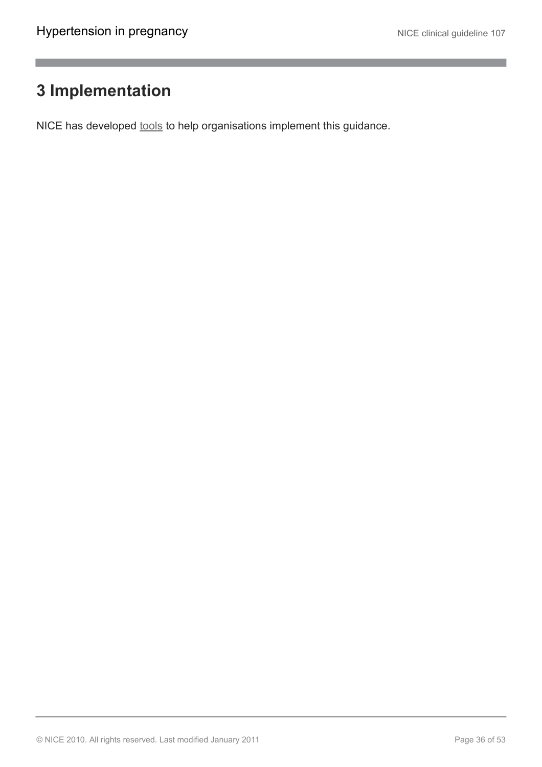# 3 Implementation

NICE has developed tools to help organisations implement this guidance.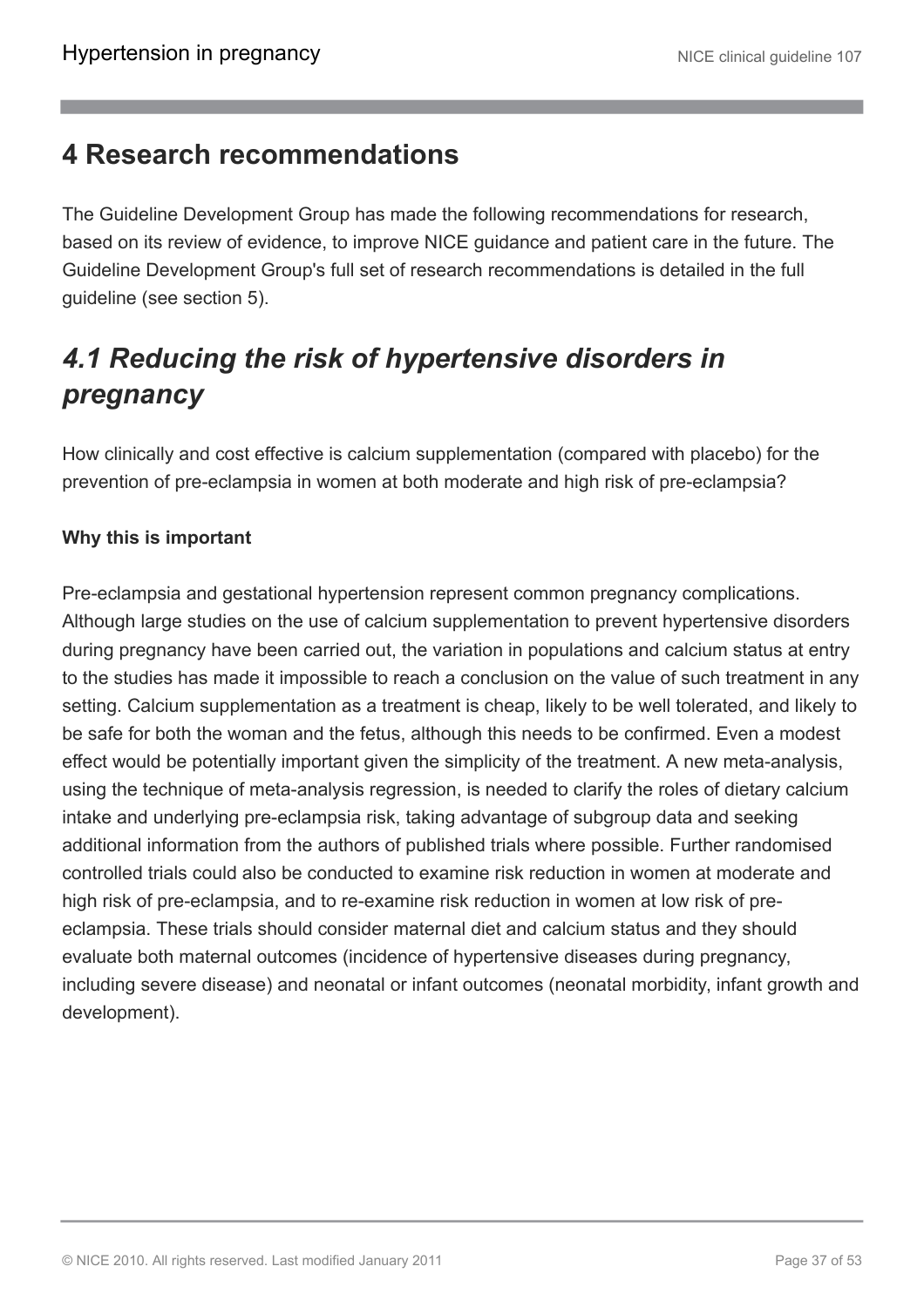## 4 Research recommendations

The Guideline Development Group has made the following recommendations for research, based on its review of evidence, to improve NICE guidance and patient care in the future. The Guideline Development Group's full set of research recommendations is detailed in the full guideline (see section 5).

### *4.1 Reducing the risk of hypertensive disorders in pregnancy*

How clinically and cost effective is calcium supplementation (compared with placebo) for the prevention of pre-eclampsia in women at both moderate and high risk of pre-eclampsia?

**Why this is important**

Pre-eclampsia and gestational hypertension represent common pregnancy complications. Although large studies on the use of calcium supplementation to prevent hypertensive disorders during pregnancy have been carried out, the variation in populations and calcium status at entry to the studies has made it impossible to reach a conclusion on the value of such treatment in any setting. Calcium supplementation as a treatment is cheap, likely to be well tolerated, and likely to be safe for both the woman and the fetus, although this needs to be confirmed. Even a modest effect would be potentially important given the simplicity of the treatment. A new meta-analysis, using the technique of meta-analysis regression, is needed to clarify the roles of dietary calcium intake and underlying pre-eclampsia risk, taking advantage of subgroup data and seeking additional information from the authors of published trials where possible. Further randomised controlled trials could also be conducted to examine risk reduction in women at moderate and high risk of pre-eclampsia, and to re-examine risk reduction in women at low risk of pre-eclampsia. These trials should consider maternal diet and calcium status and they should evaluate both maternal outcomes (incidence of hypertensive diseases during pregnancy, including severe disease) and neonatal or infant outcomes (neonatal morbidity, infant growth and development).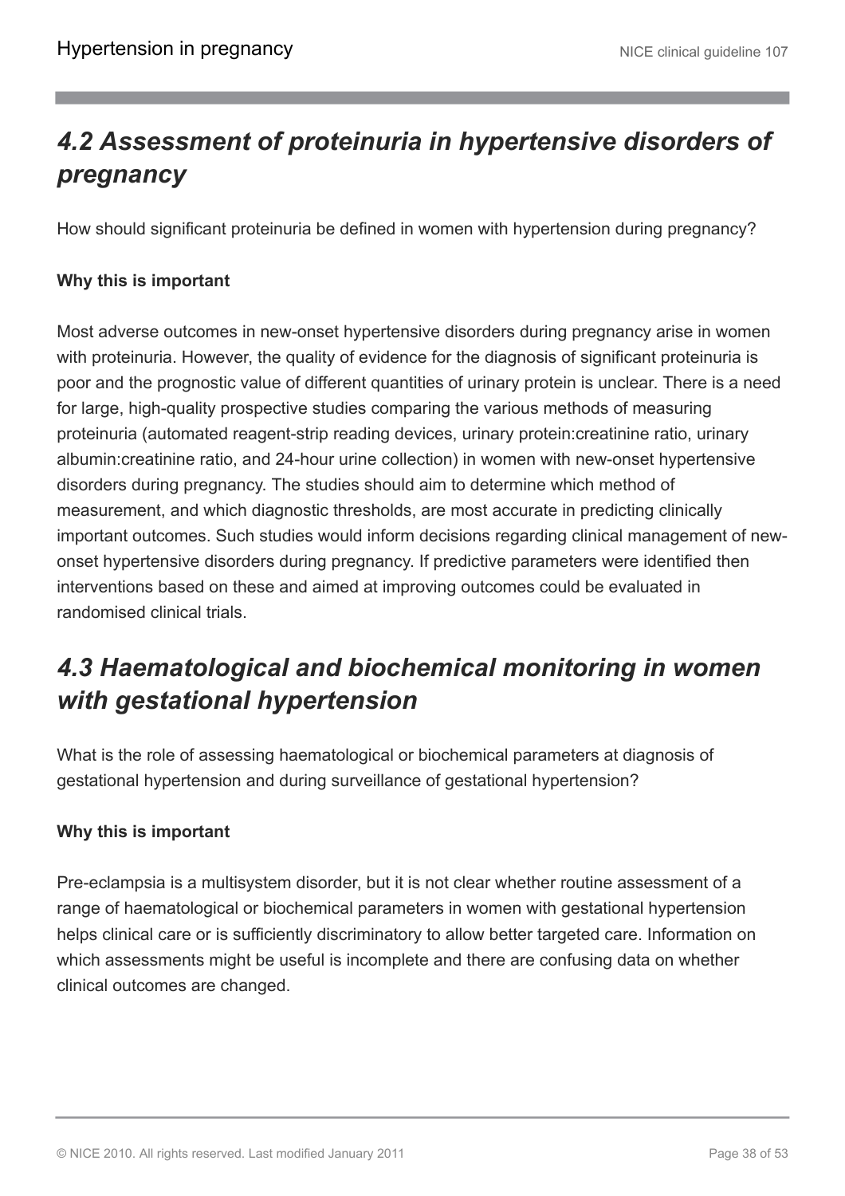## *4.2 Assessment of proteinuria in hypertensive disorders of pregnancy*

How should significant proteinuria be defined in women with hypertension during pregnancy?

**Why this is important**

Most adverse outcomes in new-onset hypertensive disorders during pregnancy arise in women with proteinuria. However, the quality of evidence for the diagnosis of significant proteinuria is poor and the prognostic value of different quantities of urinary protein is unclear. There is a need for large, high-quality prospective studies comparing the various methods of measuring proteinuria (automated reagent-strip reading devices, urinary protein:creatinine ratio, urinary albumin:creatinine ratio, and 24-hour urine collection) in women with new-onset hypertensive disorders during pregnancy. The studies should aim to determine which method of measurement, and which diagnostic thresholds, are most accurate in predicting clinically important outcomes. Such studies would inform decisions regarding clinical management of new-onset hypertensive disorders during pregnancy. If predictive parameters were identified then interventions based on these and aimed at improving outcomes could be evaluated in randomised clinical trials.

## *4.3 Haematological and biochemical monitoring in women with gestational hypertension*

What is the role of assessing haematological or biochemical parameters at diagnosis of gestational hypertension and during surveillance of gestational hypertension?

**Why this is important**

Pre-eclampsia is a multisystem disorder, but it is not clear whether routine assessment of a range of haematological or biochemical parameters in women with gestational hypertension helps clinical care or is sufficiently discriminatory to allow better targeted care. Information on which assessments might be useful is incomplete and there are confusing data on whether clinical outcomes are changed.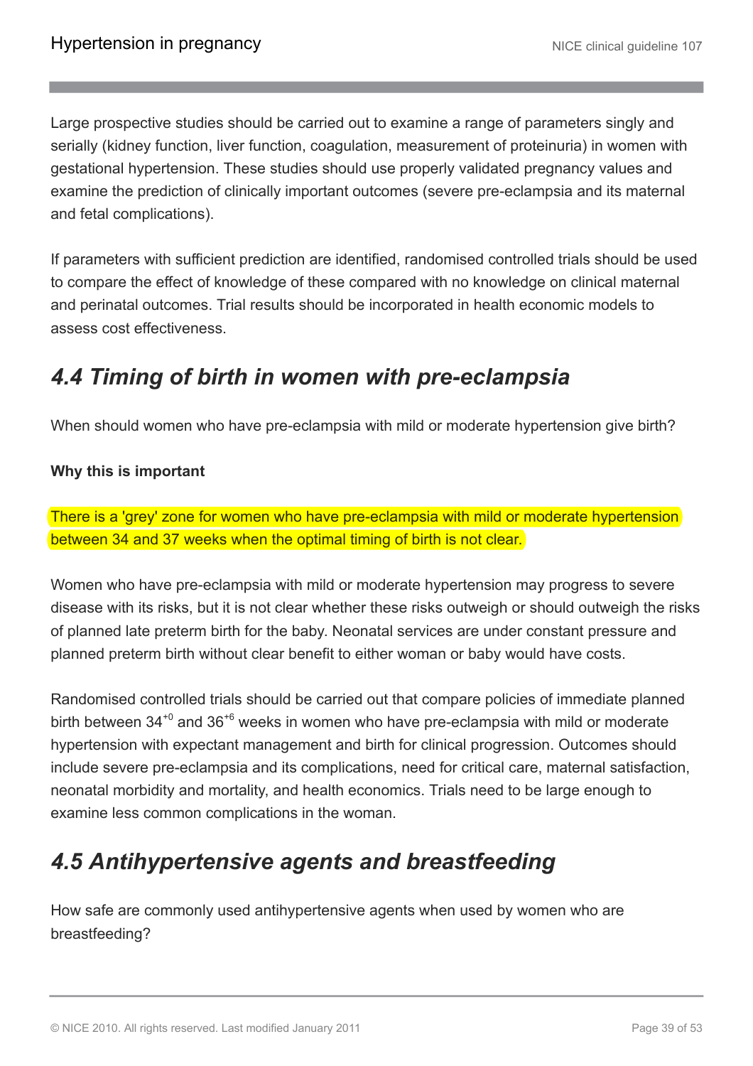Large prospective studies should be carried out to examine a range of parameters singly and serially (kidney function, liver function, coagulation, measurement of proteinuria) in women with gestational hypertension. These studies should use properly validated pregnancy values and examine the prediction of clinically important outcomes (severe pre-eclampsia and its maternal and fetal complications).

If parameters with sufficient prediction are identified, randomised controlled trials should be used to compare the effect of knowledge of these compared with no knowledge on clinical maternal and perinatal outcomes. Trial results should be incorporated in health economic models to assess cost effectiveness.

## *4.4 Timing of birth in women with pre-eclampsia*

When should women who have pre-eclampsia with mild or moderate hypertension give birth?

**Why this is important**

There is a 'grey' zone for women who have pre-eclampsia with mild or moderate hypertension between 34 and 37 weeks when the optimal timing of birth is not clear.

Women who have pre-eclampsia with mild or moderate hypertension may progress to severe disease with its risks, but it is not clear whether these risks outweigh or should outweigh the risks of planned late preterm birth for the baby. Neonatal services are under constant pressure and planned preterm birth without clear benefit to either woman or baby would have costs.

Randomised controlled trials should be carried out that compare policies of immediate planned birth between $34^{+0}$ and $36^{+6}$ weeks in women who have pre-eclampsia with mild or moderate hypertension with expectant management and birth for clinical progression. Outcomes should include severe pre-eclampsia and its complications, need for critical care, maternal satisfaction, neonatal morbidity and mortality, and health economics. Trials need to be large enough to examine less common complications in the woman.

## *4.5 Antihypertensive agents and breastfeeding*

How safe are commonly used antihypertensive agents when used by women who are breastfeeding?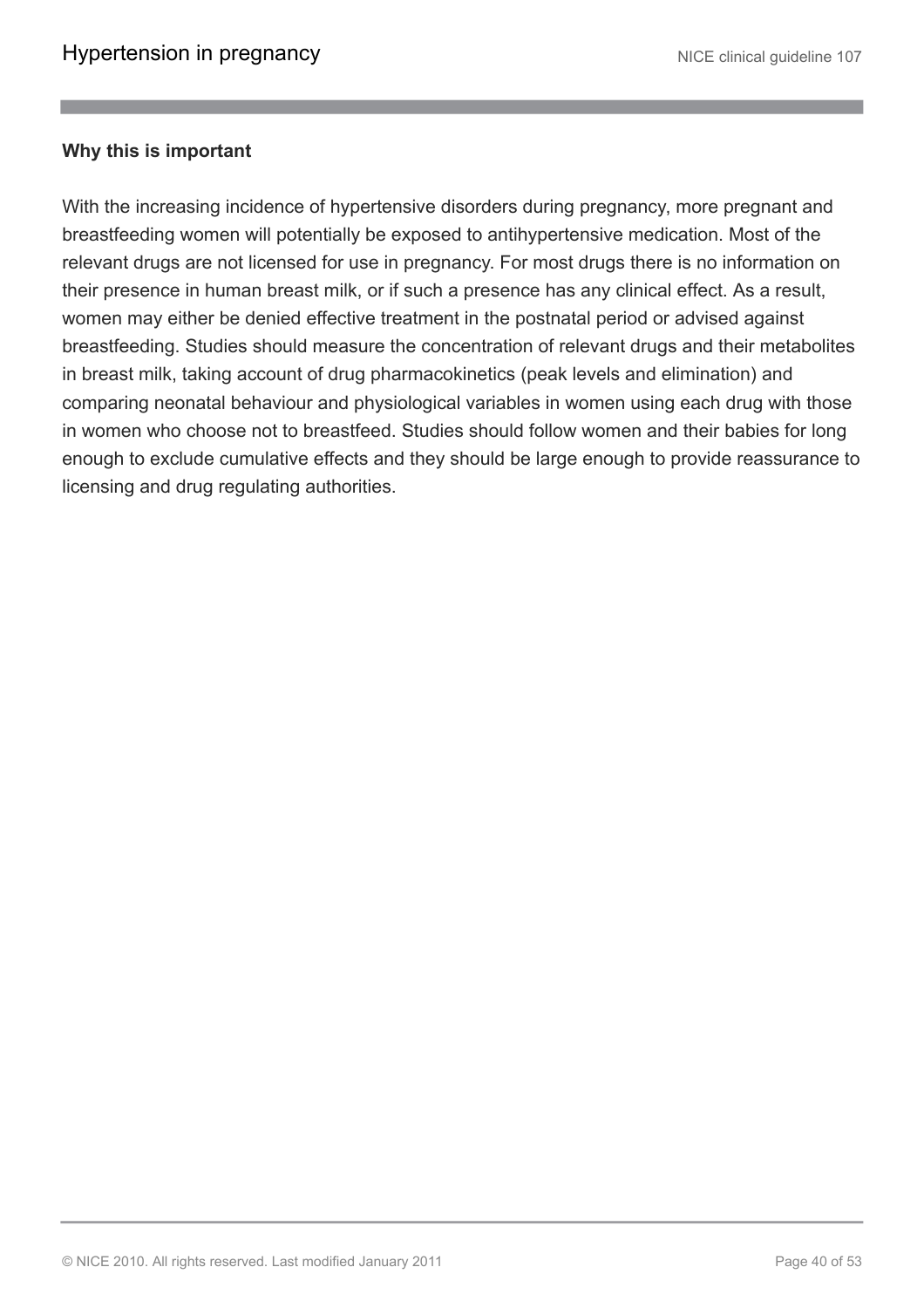**Why this is important**

With the increasing incidence of hypertensive disorders during pregnancy, more pregnant and breastfeeding women will potentially be exposed to antihypertensive medication. Most of the relevant drugs are not licensed for use in pregnancy. For most drugs there is no information on their presence in human breast milk, or if such a presence has any clinical effect. As a result, women may either be denied effective treatment in the postnatal period or advised against breastfeeding. Studies should measure the concentration of relevant drugs and their metabolites in breast milk, taking account of drug pharmacokinetics (peak levels and elimination) and comparing neonatal behaviour and physiological variables in women using each drug with those in women who choose not to breastfeed. Studies should follow women and their babies for long enough to exclude cumulative effects and they should be large enough to provide reassurance to licensing and drug regulating authorities.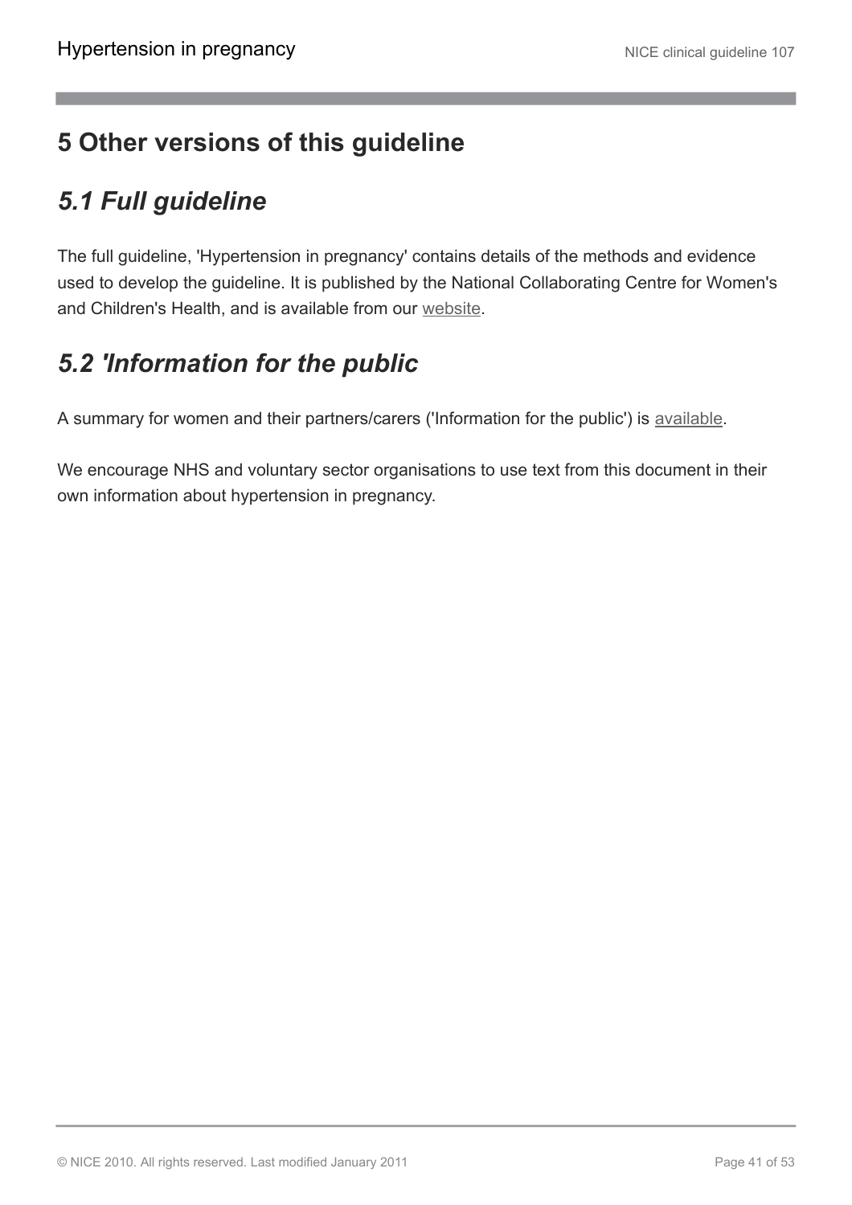# 5 Other versions of this guideline

## *5.1 Full guideline*

The full guideline, 'Hypertension in pregnancy' contains details of the methods and evidence used to develop the guideline. It is published by the National Collaborating Centre for Women's and Children's Health, and is available from our website.

## *5.2 'Information for the public*

A summary for women and their partners/carers ('Information for the public') is available.

We encourage NHS and voluntary sector organisations to use text from this document in their own information about hypertension in pregnancy.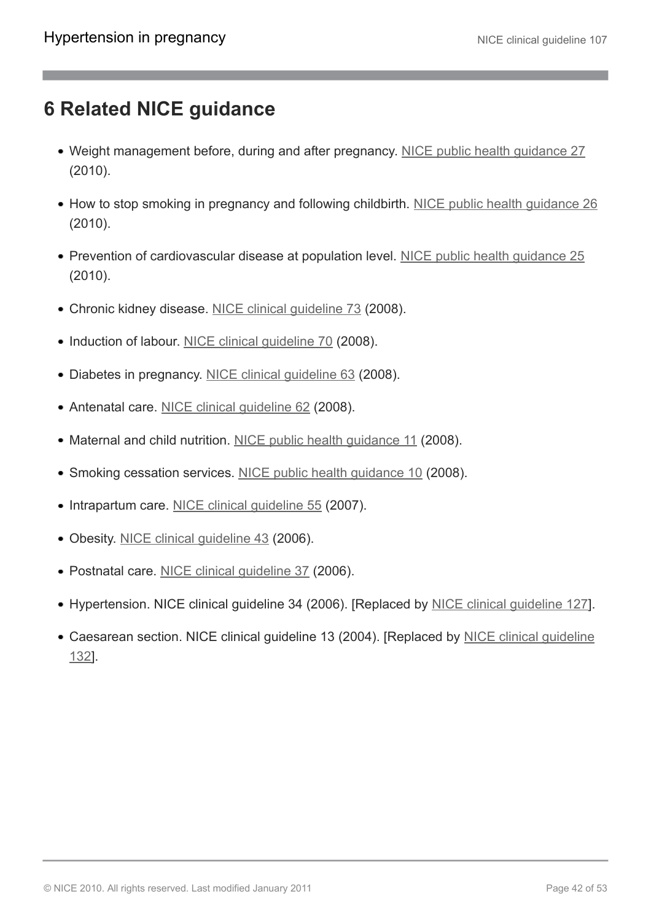# 6 Related NICE guidance

- Weight management before, during and after pregnancy. NICE public health guidance 27 (2010).
- How to stop smoking in pregnancy and following childbirth. NICE public health guidance 26 (2010).
- Prevention of cardiovascular disease at population level. NICE public health guidance 25 (2010).
- Chronic kidney disease. NICE clinical guideline 73 (2008).
- Induction of labour. NICE clinical guideline 70 (2008).
- Diabetes in pregnancy. NICE clinical guideline 63 (2008).
- Antenatal care. NICE clinical guideline 62 (2008).
- Maternal and child nutrition. NICE public health guidance 11 (2008).
- Smoking cessation services. NICE public health guidance 10 (2008).
- Intrapartum care. NICE clinical guideline 55 (2007).
- Obesity. NICE clinical guideline 43 (2006).
- Postnatal care. NICE clinical guideline 37 (2006).
- Hypertension. NICE clinical guideline 34 (2006). [Replaced by NICE clinical guideline 127].
- Caesarean section. NICE clinical guideline 13 (2004). [Replaced by NICE clinical guideline 132].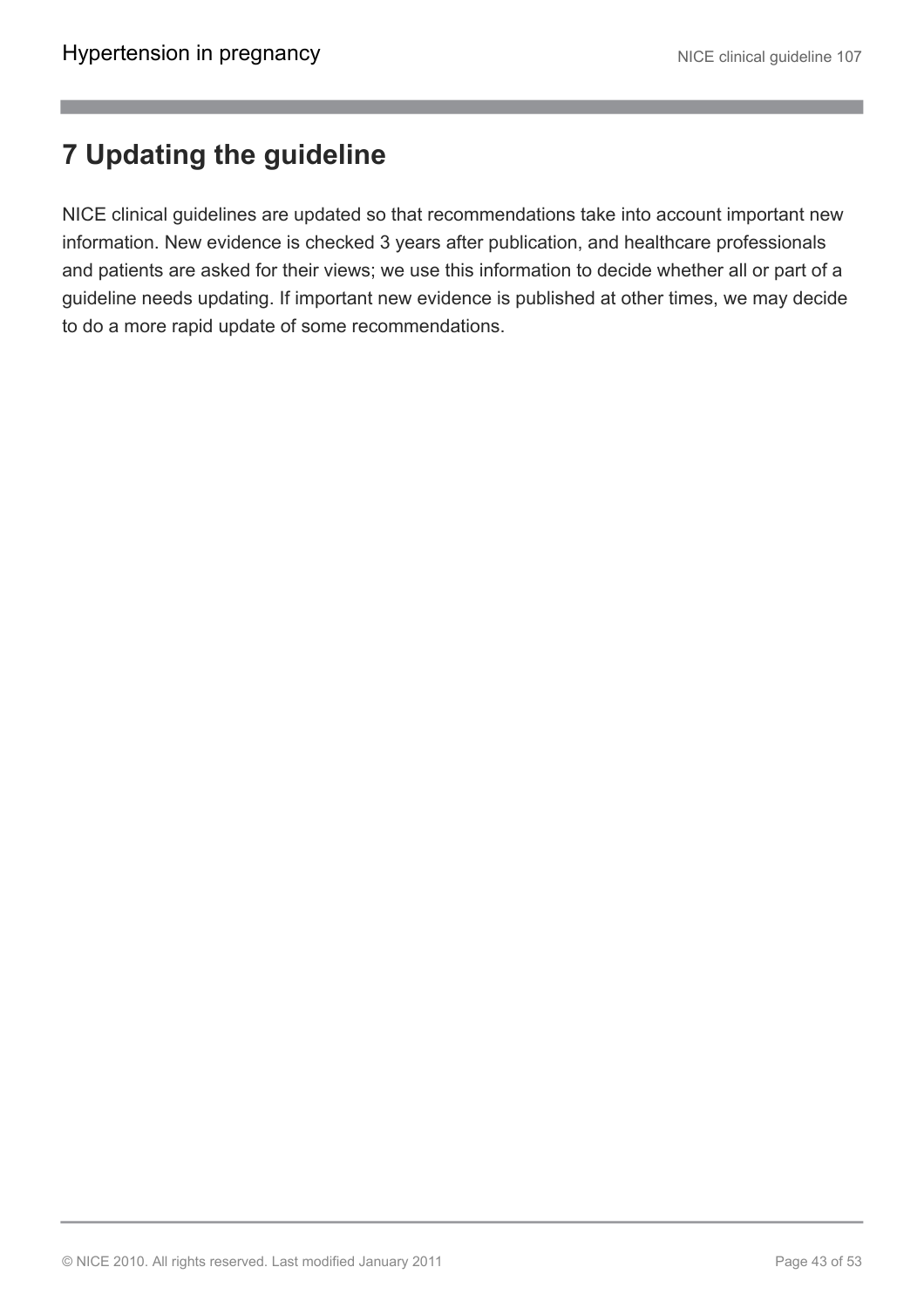# 7 Updating the guideline

NICE clinical guidelines are updated so that recommendations take into account important new information. New evidence is checked 3 years after publication, and healthcare professionals and patients are asked for their views; we use this information to decide whether all or part of a guideline needs updating. If important new evidence is published at other times, we may decide to do a more rapid update of some recommendations.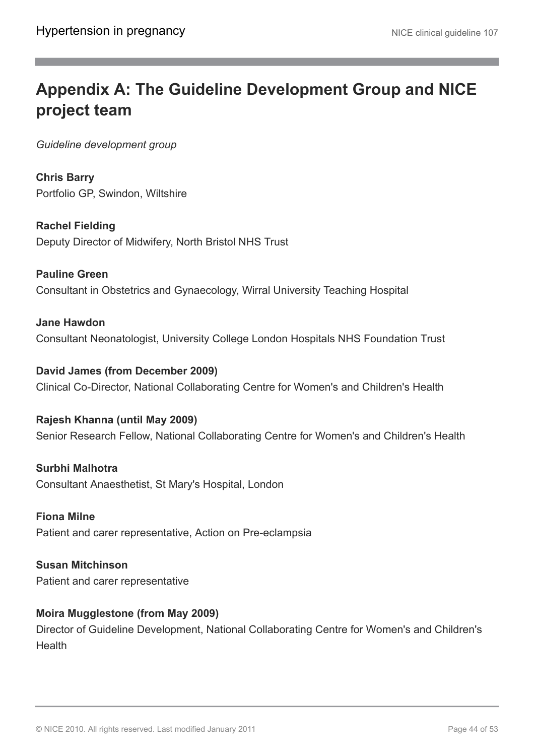# Appendix A: The Guideline Development Group and NICE project team

*Guideline development group*

**Chris Barry**
Portfolio GP, Swindon, Wiltshire

**Rachel Fielding**
Deputy Director of Midwifery, North Bristol NHS Trust

**Pauline Green**
Consultant in Obstetrics and Gynaecology, Wirral University Teaching Hospital

**Jane Hawdon**
Consultant Neonatologist, University College London Hospitals NHS Foundation Trust

**David James (from December 2009)**
Clinical Co-Director, National Collaborating Centre for Women's and Children's Health

**Rajesh Khanna (until May 2009)**
Senior Research Fellow, National Collaborating Centre for Women's and Children's Health

**Surbhi Malhotra**
Consultant Anaesthetist, St Mary's Hospital, London

**Fiona Milne**
Patient and carer representative, Action on Pre-eclampsia

**Susan Mitchinson**
Patient and carer representative

**Moira Mugglestone (from May 2009)**
Director of Guideline Development, National Collaborating Centre for Women's and Children's Health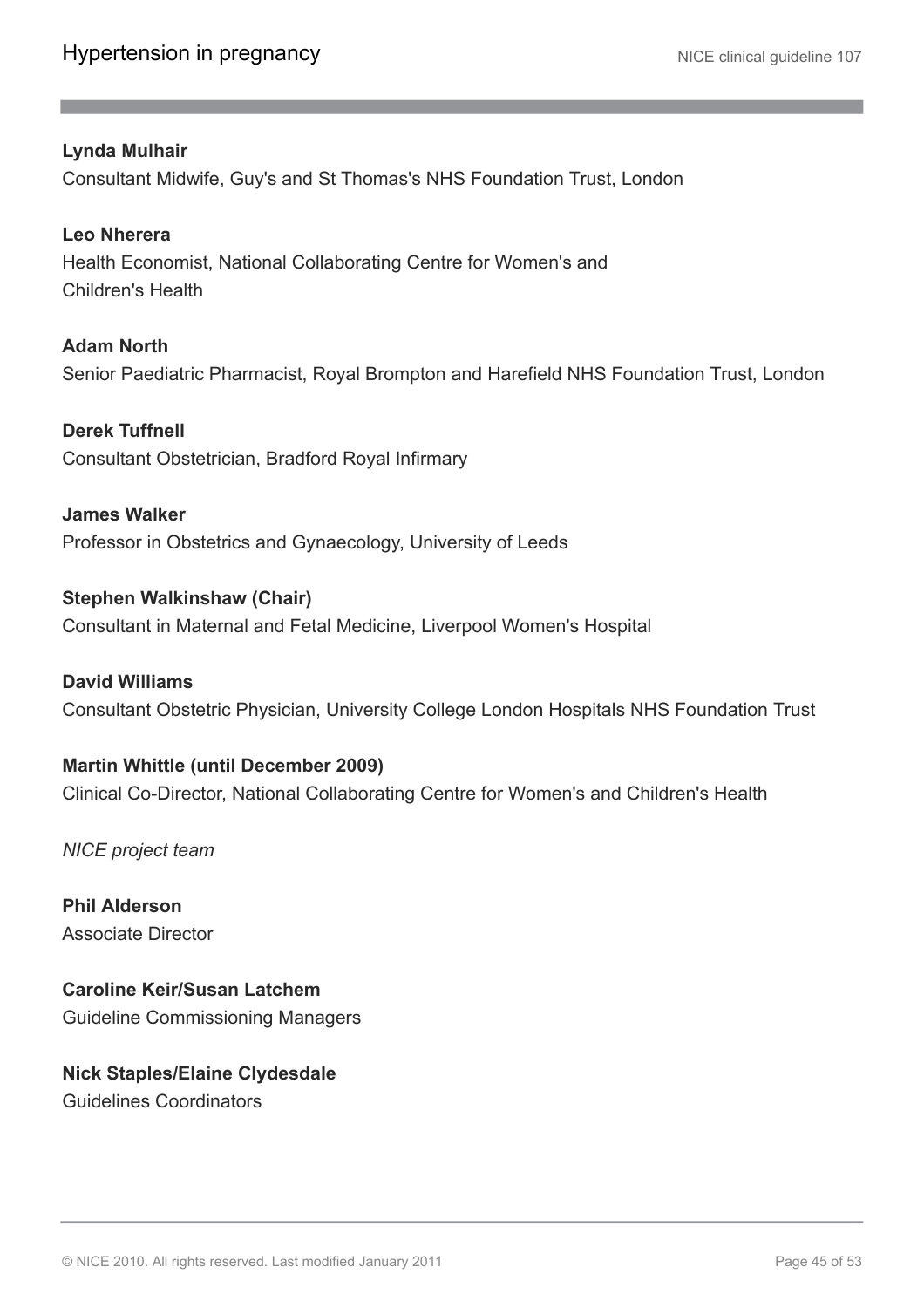**Lynda Mulhair**
Consultant Midwife, Guy's and St Thomas's NHS Foundation Trust, London

**Leo Nherera**
Health Economist, National Collaborating Centre for Women's and Children's Health

**Adam North**
Senior Paediatric Pharmacist, Royal Brompton and Harefield NHS Foundation Trust, London

**Derek Tuffnell**
Consultant Obstetrician, Bradford Royal Infirmary

**James Walker**
Professor in Obstetrics and Gynaecology, University of Leeds

**Stephen Walkinshaw (Chair)**
Consultant in Maternal and Fetal Medicine, Liverpool Women's Hospital

**David Williams**
Consultant Obstetric Physician, University College London Hospitals NHS Foundation Trust

**Martin Whittle (until December 2009)**
Clinical Co-Director, National Collaborating Centre for Women's and Children's Health

*NICE project team*

**Phil Alderson**
Associate Director

**Caroline Keir/Susan Latchem**
Guideline Commissioning Managers

**Nick Staples/Elaine Clydesdale**
Guidelines Coordinators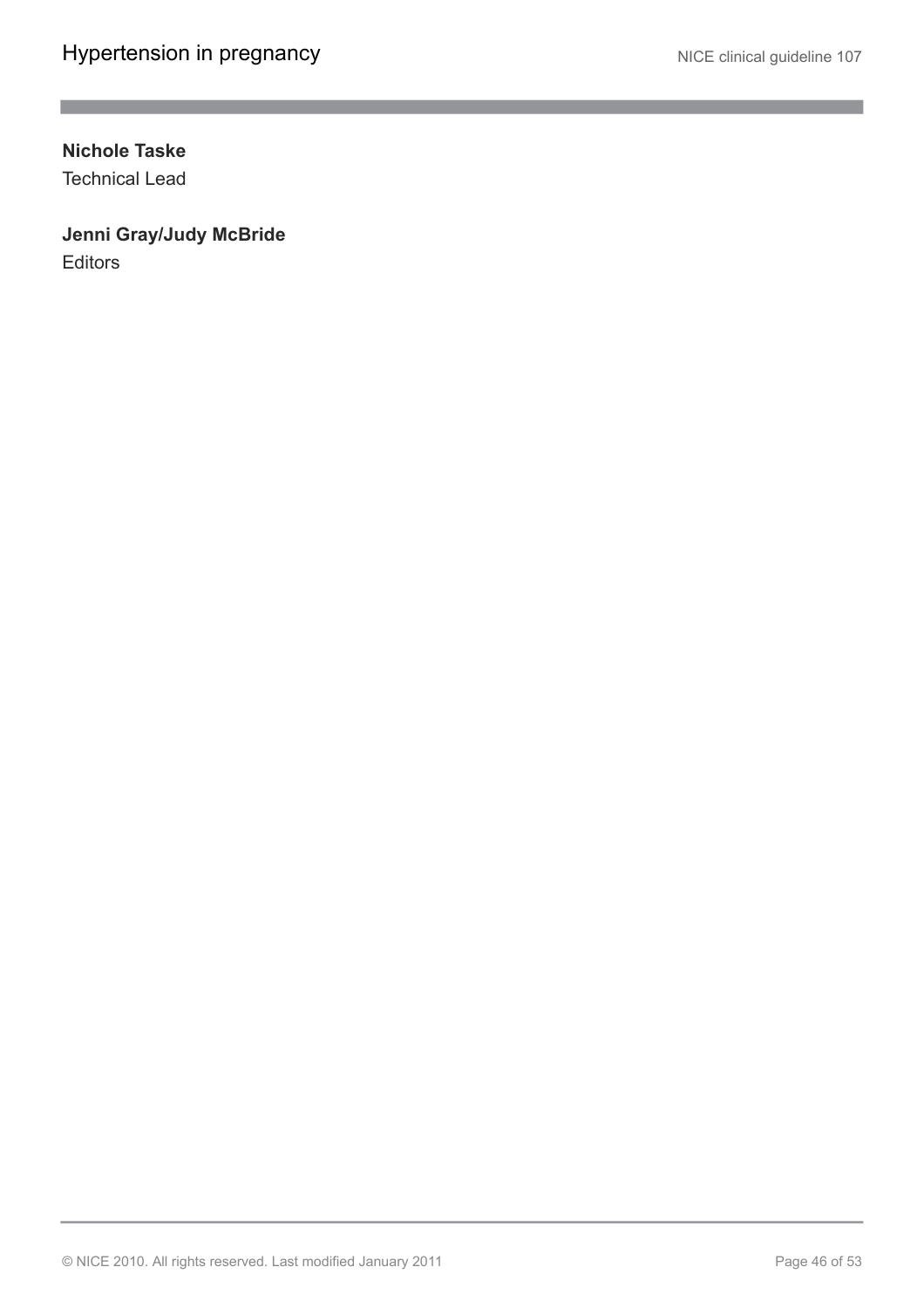**Nichole Taske**
Technical Lead

**Jenni Gray/Judy McBride**
Editors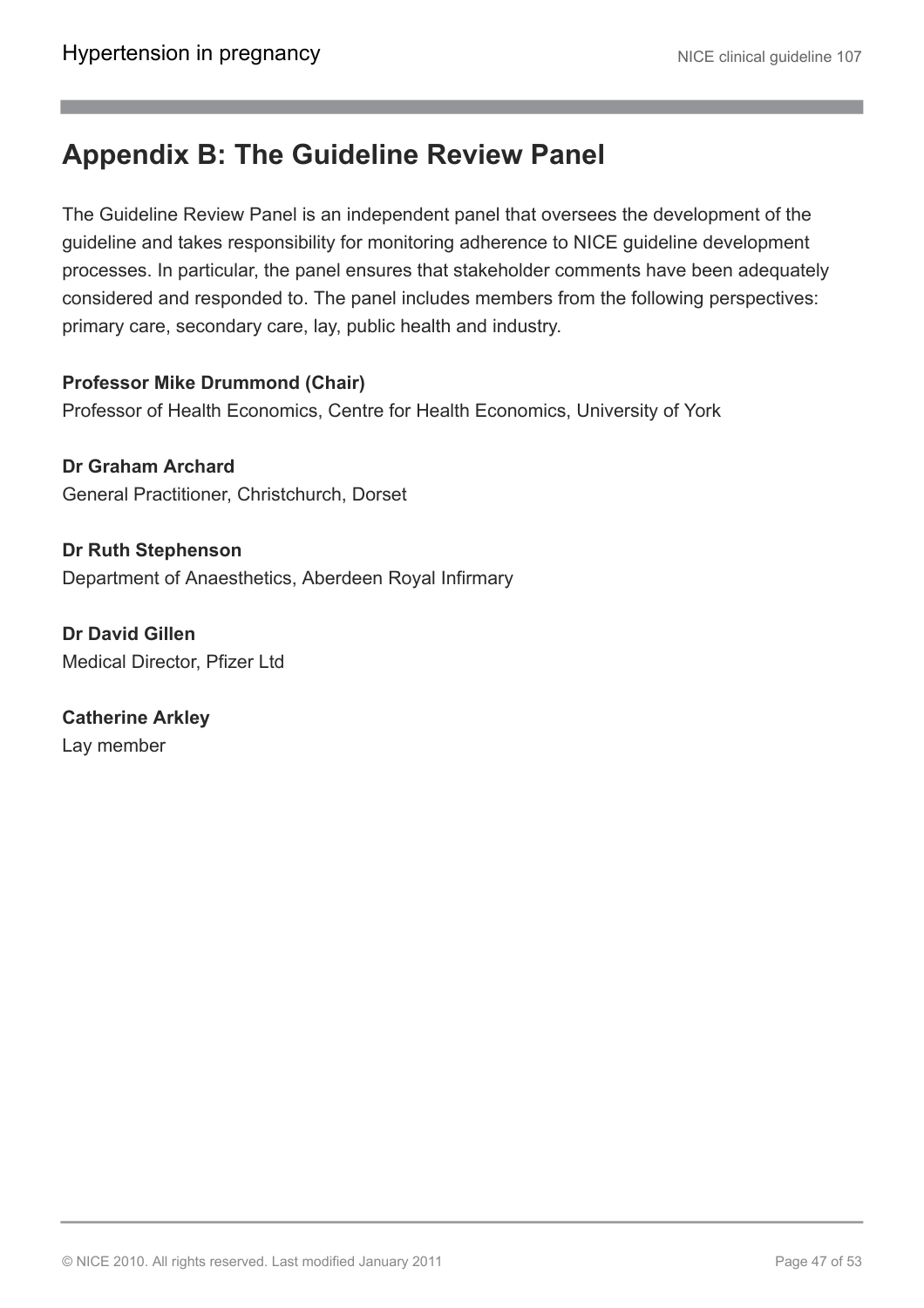# Appendix B: The Guideline Review Panel

The Guideline Review Panel is an independent panel that oversees the development of the guideline and takes responsibility for monitoring adherence to NICE guideline development processes. In particular, the panel ensures that stakeholder comments have been adequately considered and responded to. The panel includes members from the following perspectives: primary care, secondary care, lay, public health and industry.

**Professor Mike Drummond (Chair)**
Professor of Health Economics, Centre for Health Economics, University of York

**Dr Graham Archard**
General Practitioner, Christchurch, Dorset

**Dr Ruth Stephenson**
Department of Anaesthetics, Aberdeen Royal Infirmary

**Dr David Gillen**
Medical Director, Pfizer Ltd

**Catherine Arkley**
Lay member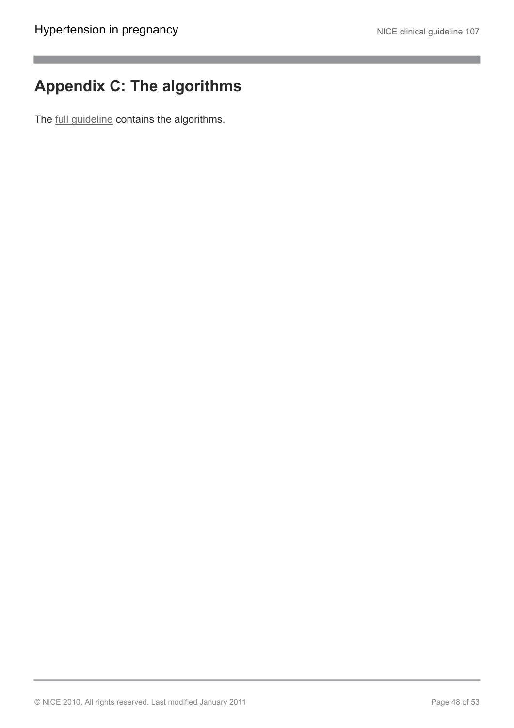## Appendix C: The algorithms

The full guideline contains the algorithms.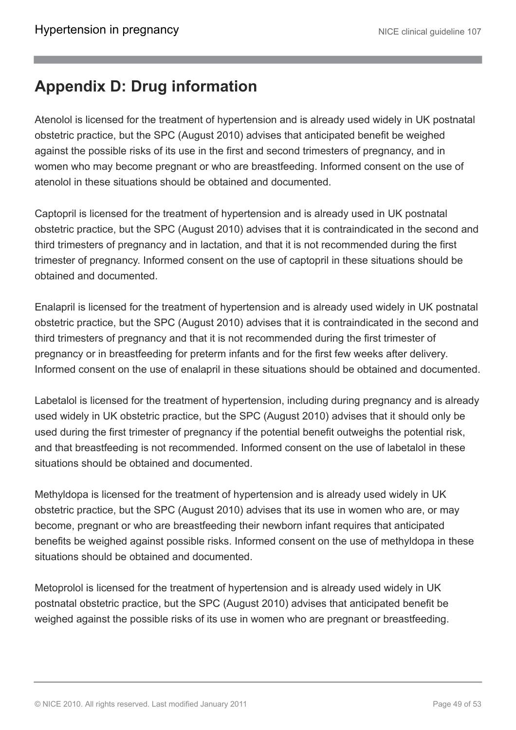## Appendix D: Drug information

Atenolol is licensed for the treatment of hypertension and is already used widely in UK postnatal obstetric practice, but the SPC (August 2010) advises that anticipated benefit be weighed against the possible risks of its use in the first and second trimesters of pregnancy, and in women who may become pregnant or who are breastfeeding. Informed consent on the use of atenolol in these situations should be obtained and documented.

Captopril is licensed for the treatment of hypertension and is already used in UK postnatal obstetric practice, but the SPC (August 2010) advises that it is contraindicated in the second and third trimesters of pregnancy and in lactation, and that it is not recommended during the first trimester of pregnancy. Informed consent on the use of captopril in these situations should be obtained and documented.

Enalapril is licensed for the treatment of hypertension and is already used widely in UK postnatal obstetric practice, but the SPC (August 2010) advises that it is contraindicated in the second and third trimesters of pregnancy and that it is not recommended during the first trimester of pregnancy or in breastfeeding for preterm infants and for the first few weeks after delivery. Informed consent on the use of enalapril in these situations should be obtained and documented.

Labetalol is licensed for the treatment of hypertension, including during pregnancy and is already used widely in UK obstetric practice, but the SPC (August 2010) advises that it should only be used during the first trimester of pregnancy if the potential benefit outweighs the potential risk, and that breastfeeding is not recommended. Informed consent on the use of labetalol in these situations should be obtained and documented.

Methyldopa is licensed for the treatment of hypertension and is already used widely in UK obstetric practice, but the SPC (August 2010) advises that its use in women who are, or may become, pregnant or who are breastfeeding their newborn infant requires that anticipated benefits be weighed against possible risks. Informed consent on the use of methyldopa in these situations should be obtained and documented.

Metoprolol is licensed for the treatment of hypertension and is already used widely in UK postnatal obstetric practice, but the SPC (August 2010) advises that anticipated benefit be weighed against the possible risks of its use in women who are pregnant or breastfeeding.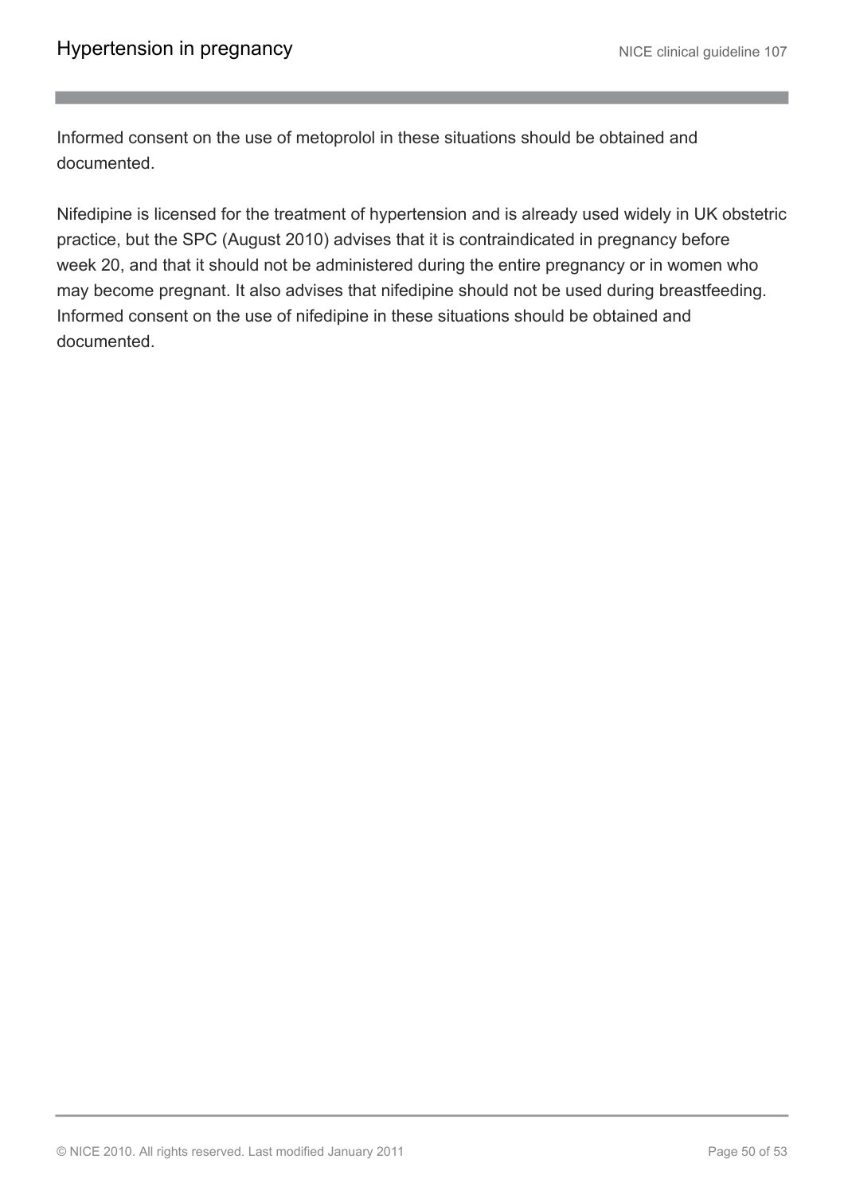Informed consent on the use of metoprolol in these situations should be obtained and documented.

Nifedipine is licensed for the treatment of hypertension and is already used widely in UK obstetric practice, but the SPC (August 2010) advises that it is contraindicated in pregnancy before week 20, and that it should not be administered during the entire pregnancy or in women who may become pregnant. It also advises that nifedipine should not be used during breastfeeding. Informed consent on the use of nifedipine in these situations should be obtained and documented.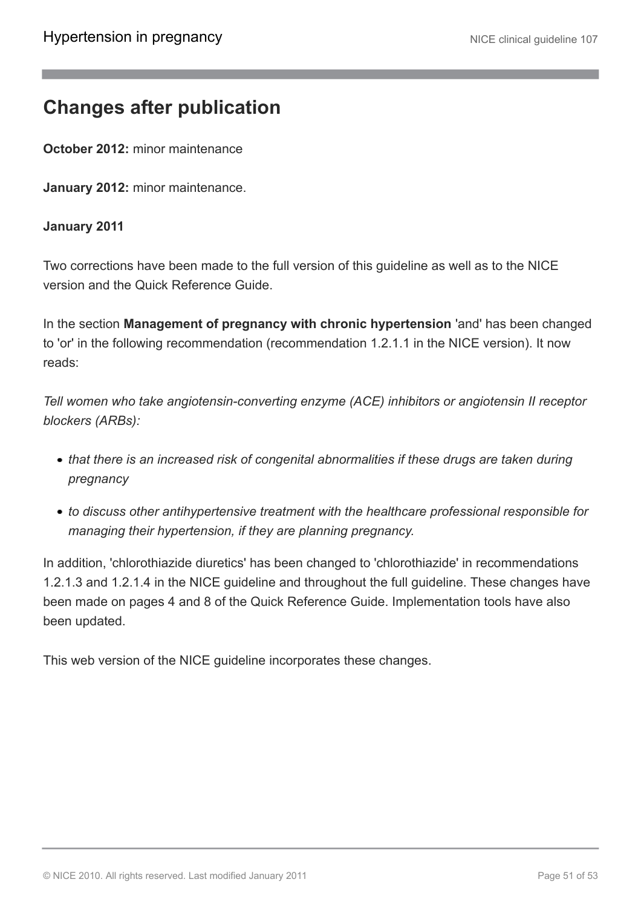# Changes after publication

**October 2012:** minor maintenance

**January 2012:** minor maintenance.

**January 2011**

Two corrections have been made to the full version of this guideline as well as to the NICE version and the Quick Reference Guide.

In the section **Management of pregnancy with chronic hypertension** 'and' has been changed to 'or' in the following recommendation (recommendation 1.2.1.1 in the NICE version). It now reads:

*Tell women who take angiotensin-converting enzyme (ACE) inhibitors or angiotensin II receptor blockers (ARBs):*

- *that there is an increased risk of congenital abnormalities if these drugs are taken during pregnancy*
- *to discuss other antihypertensive treatment with the healthcare professional responsible for managing their hypertension, if they are planning pregnancy.*

In addition, 'chlorothiazide diuretics' has been changed to 'chlorothiazide' in recommendations 1.2.1.3 and 1.2.1.4 in the NICE guideline and throughout the full guideline. These changes have been made on pages 4 and 8 of the Quick Reference Guide. Implementation tools have also been updated.

This web version of the NICE guideline incorporates these changes.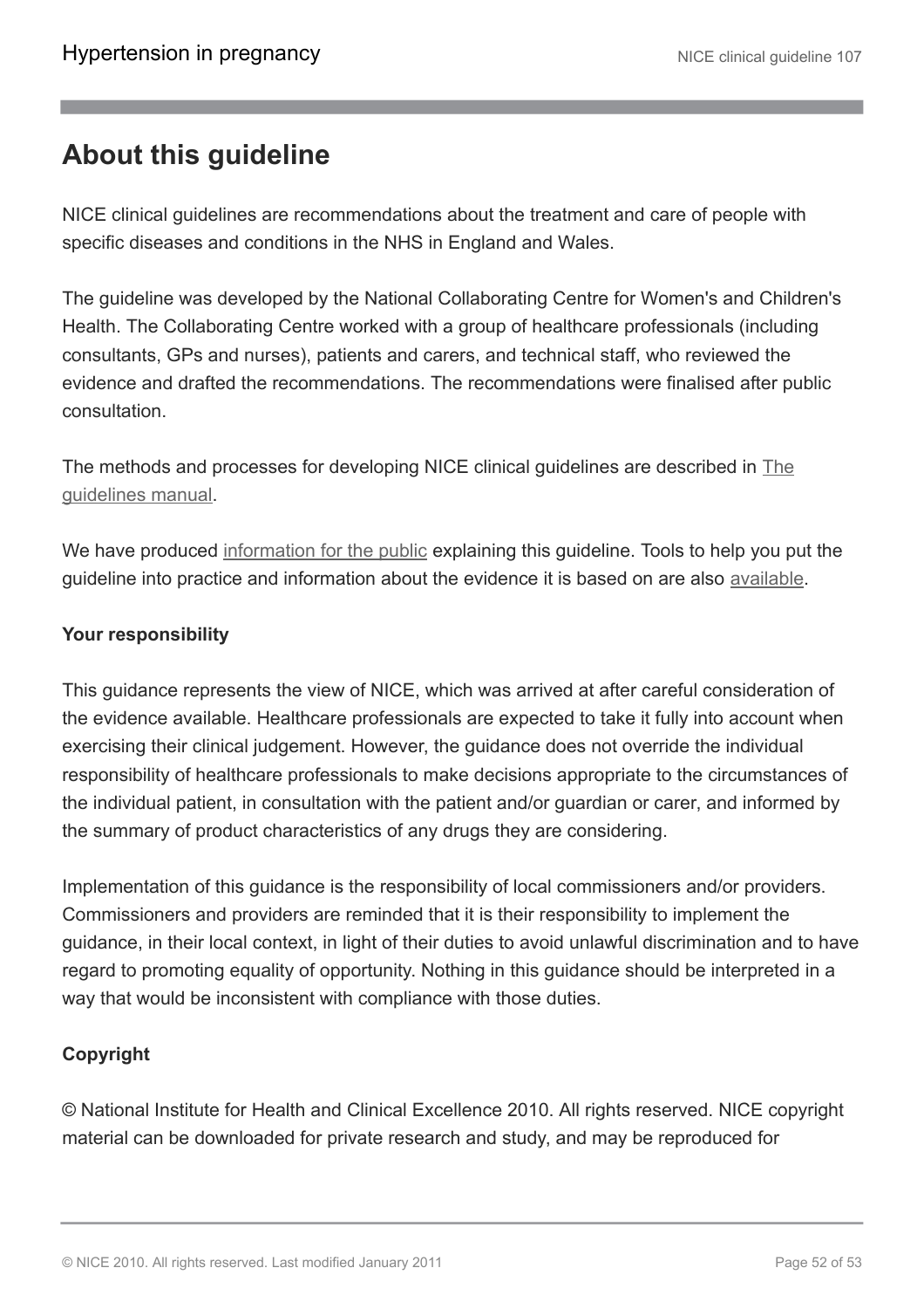## About this guideline

NICE clinical guidelines are recommendations about the treatment and care of people with specific diseases and conditions in the NHS in England and Wales.

The guideline was developed by the National Collaborating Centre for Women's and Children's Health. The Collaborating Centre worked with a group of healthcare professionals (including consultants, GPs and nurses), patients and carers, and technical staff, who reviewed the evidence and drafted the recommendations. The recommendations were finalised after public consultation.

The methods and processes for developing NICE clinical guidelines are described in The guidelines manual.

We have produced information for the public explaining this guideline. Tools to help you put the guideline into practice and information about the evidence it is based on are also available.

**Your responsibility**

This guidance represents the view of NICE, which was arrived at after careful consideration of the evidence available. Healthcare professionals are expected to take it fully into account when exercising their clinical judgement. However, the guidance does not override the individual responsibility of healthcare professionals to make decisions appropriate to the circumstances of the individual patient, in consultation with the patient and/or guardian or carer, and informed by the summary of product characteristics of any drugs they are considering.

Implementation of this guidance is the responsibility of local commissioners and/or providers. Commissioners and providers are reminded that it is their responsibility to implement the guidance, in their local context, in light of their duties to avoid unlawful discrimination and to have regard to promoting equality of opportunity. Nothing in this guidance should be interpreted in a way that would be inconsistent with compliance with those duties.

**Copyright**

© National Institute for Health and Clinical Excellence 2010. All rights reserved. NICE copyright material can be downloaded for private research and study, and may be reproduced for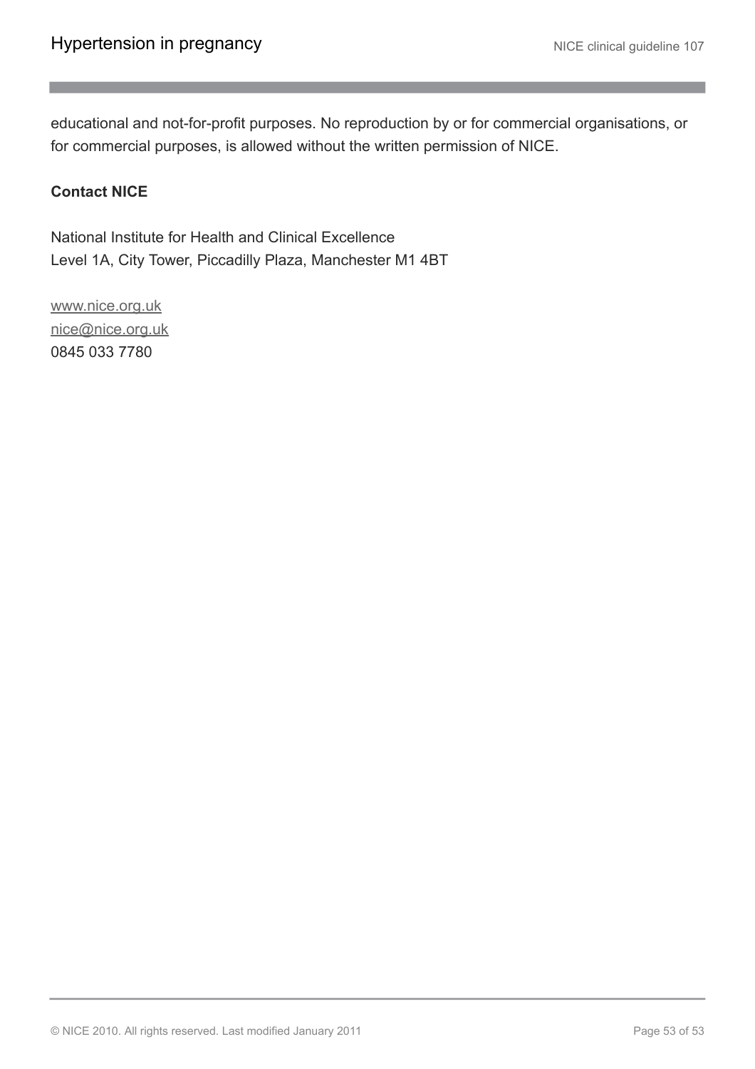educational and not-for-profit purposes. No reproduction by or for commercial organisations, or for commercial purposes, is allowed without the written permission of NICE.

**Contact NICE**

National Institute for Health and Clinical Excellence
Level 1A, City Tower, Piccadilly Plaza, Manchester M1 4BT

www.nice.org.uk
nice@nice.org.uk
0845 033 7780